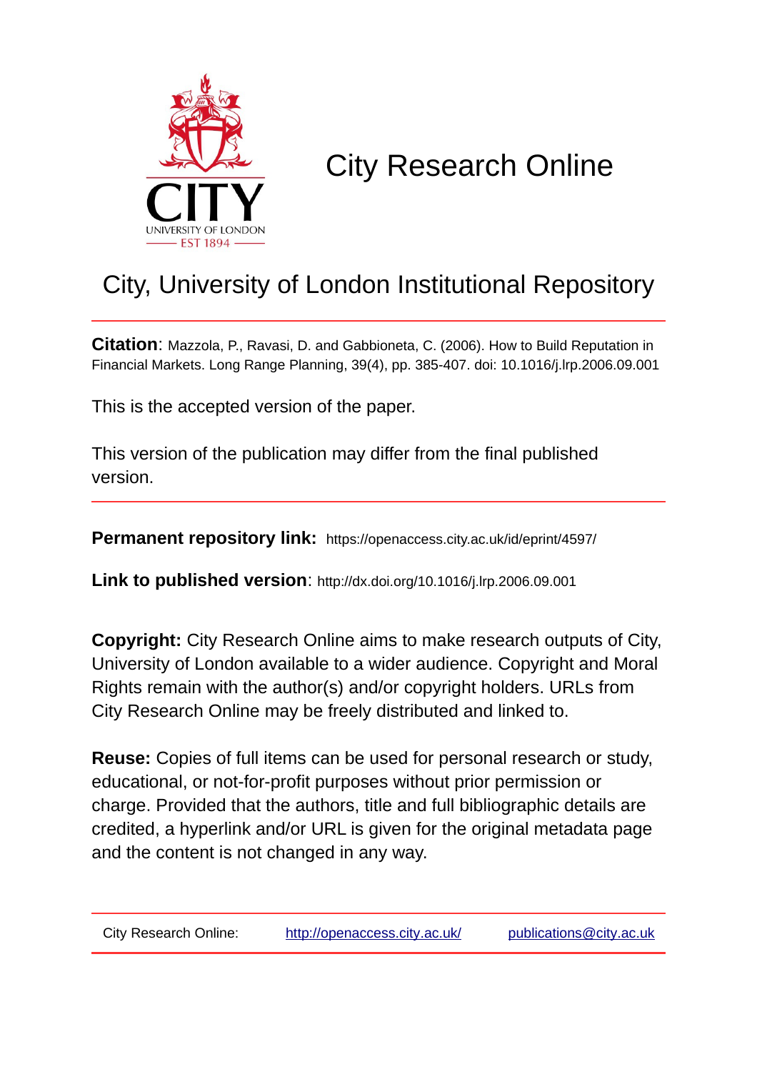# City Research Online

## City, University of London Institutional Repository

**Citation**: Mazzola, P., Ravasi, D. and Gabbioneta, C. (2006). How to Build Reputation in Financial Markets. Long Range Planning, 39(4), pp. 385-407. doi: 10.1016/j.lrp.2006.09.001

This is the accepted version of the paper.

This version of the publication may differ from the final published version.

**Permanent repository link:** https://openaccess.city.ac.uk/id/eprint/4597/

**Link to published version**: http://dx.doi.org/10.1016/j.lrp.2006.09.001

**Copyright:** City Research Online aims to make research outputs of City, University of London available to a wider audience. Copyright and Moral Rights remain with the author(s) and/or copyright holders. URLs from City Research Online may be freely distributed and linked to.

**Reuse:** Copies of full items can be used for personal research or study, educational, or not-for-profit purposes without prior permission or charge. Provided that the authors, title and full bibliographic details are credited, a hyperlink and/or URL is given for the original metadata page and the content is not changed in any way.

City Research Online: http://openaccess.city.ac.uk/ publications@city.ac.uk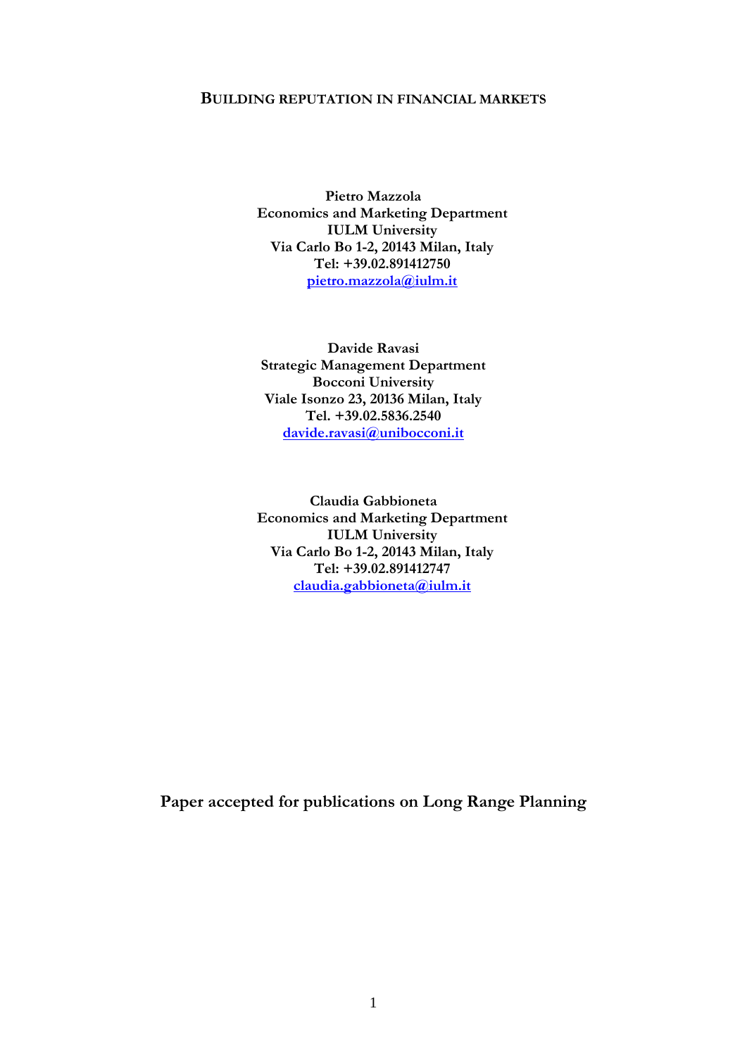# BUILDING REPUTATION IN FINANCIAL MARKETS

**Pietro Mazzola**
**Economics and Marketing Department**
**IULM University**
**Via Carlo Bo 1-2, 20143 Milan, Italy**
**Tel: +39.02.891412750**
**pietro.mazzola@iulm.it**

**Davide Ravasi**
**Strategic Management Department**
**Bocconi University**
**Viale Isonzo 23, 20136 Milan, Italy**
**Tel. +39.02.5836.2540**
**davide.ravasi@unibocconi.it**

**Claudia Gabbioneta**
**Economics and Marketing Department**
**IULM University**
**Via Carlo Bo 1-2, 20143 Milan, Italy**
**Tel: +39.02.891412747**
**claudia.gabbioneta@iulm.it**

**Paper accepted for publications on Long Range Planning**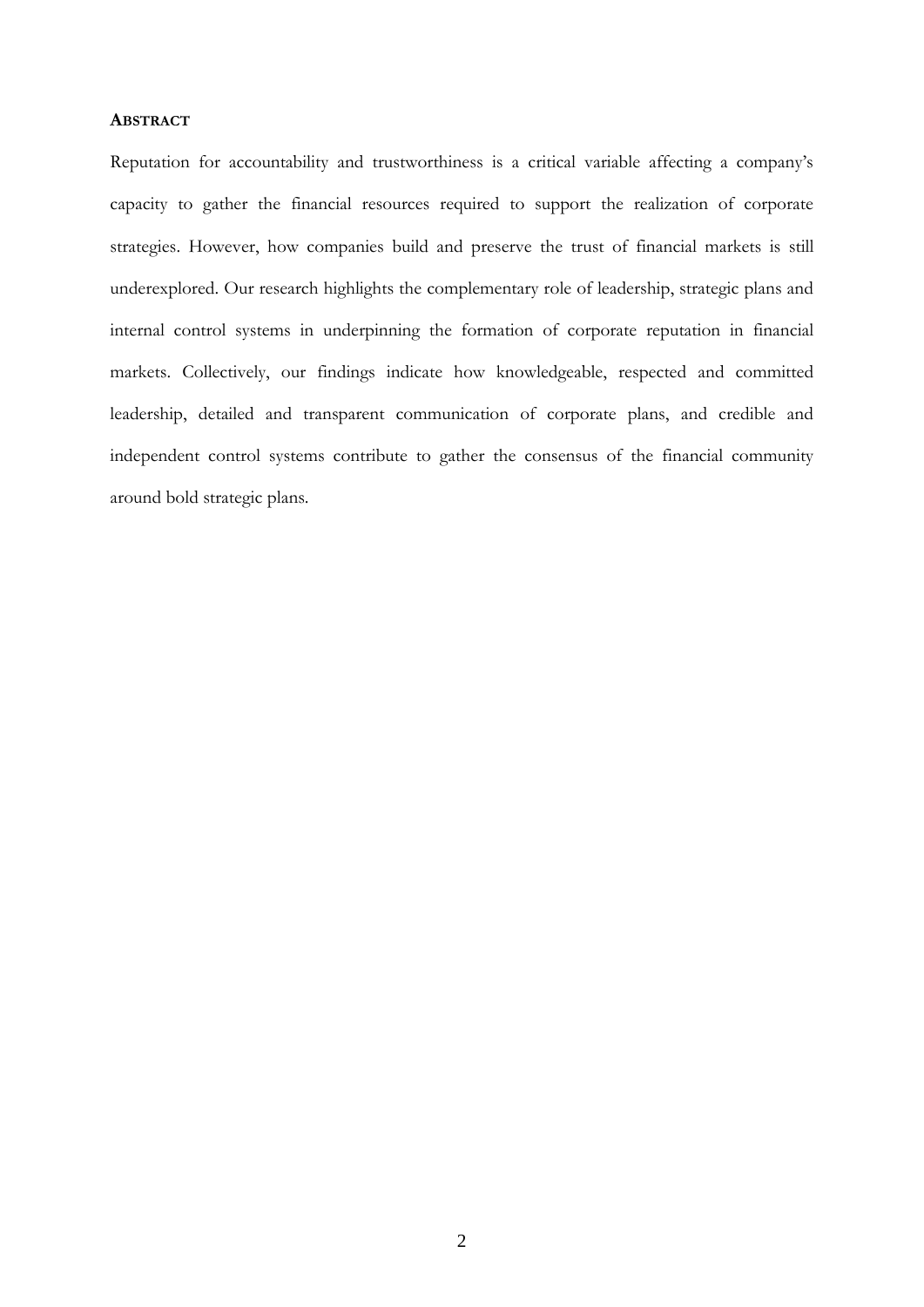## ABSTRACT

Reputation for accountability and trustworthiness is a critical variable affecting a company's capacity to gather the financial resources required to support the realization of corporate strategies. However, how companies build and preserve the trust of financial markets is still underexplored. Our research highlights the complementary role of leadership, strategic plans and internal control systems in underpinning the formation of corporate reputation in financial markets. Collectively, our findings indicate how knowledgeable, respected and committed leadership, detailed and transparent communication of corporate plans, and credible and independent control systems contribute to gather the consensus of the financial community around bold strategic plans.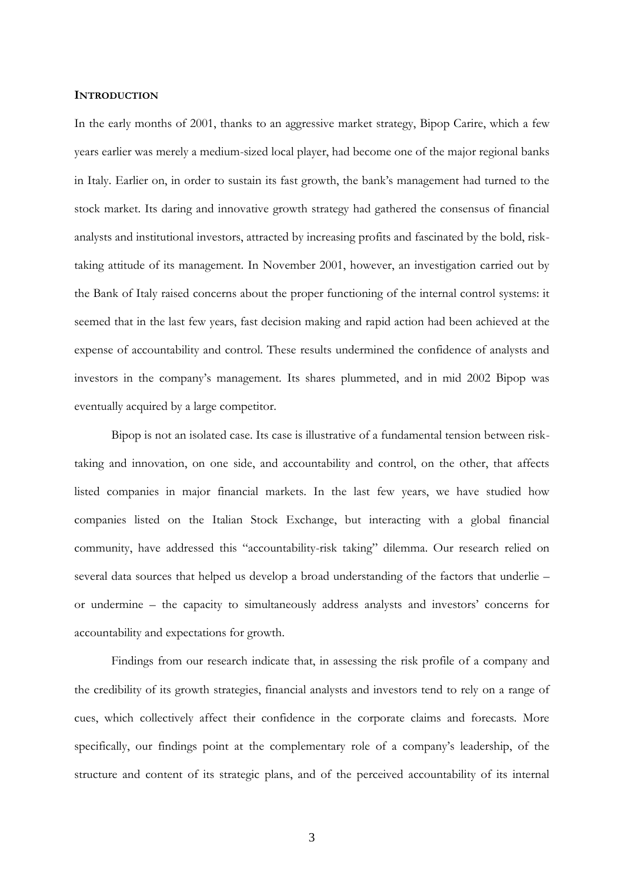## INTRODUCTION

In the early months of 2001, thanks to an aggressive market strategy, Bipop Carire, which a few years earlier was merely a medium-sized local player, had become one of the major regional banks in Italy. Earlier on, in order to sustain its fast growth, the bank's management had turned to the stock market. Its daring and innovative growth strategy had gathered the consensus of financial analysts and institutional investors, attracted by increasing profits and fascinated by the bold, risk-taking attitude of its management. In November 2001, however, an investigation carried out by the Bank of Italy raised concerns about the proper functioning of the internal control systems: it seemed that in the last few years, fast decision making and rapid action had been achieved at the expense of accountability and control. These results undermined the confidence of analysts and investors in the company's management. Its shares plummeted, and in mid 2002 Bipop was eventually acquired by a large competitor.

Bipop is not an isolated case. Its case is illustrative of a fundamental tension between risk-taking and innovation, on one side, and accountability and control, on the other, that affects listed companies in major financial markets. In the last few years, we have studied how companies listed on the Italian Stock Exchange, but interacting with a global financial community, have addressed this "accountability-risk taking" dilemma. Our research relied on several data sources that helped us develop a broad understanding of the factors that underlie – or undermine – the capacity to simultaneously address analysts and investors' concerns for accountability and expectations for growth.

Findings from our research indicate that, in assessing the risk profile of a company and the credibility of its growth strategies, financial analysts and investors tend to rely on a range of cues, which collectively affect their confidence in the corporate claims and forecasts. More specifically, our findings point at the complementary role of a company's leadership, of the structure and content of its strategic plans, and of the perceived accountability of its internal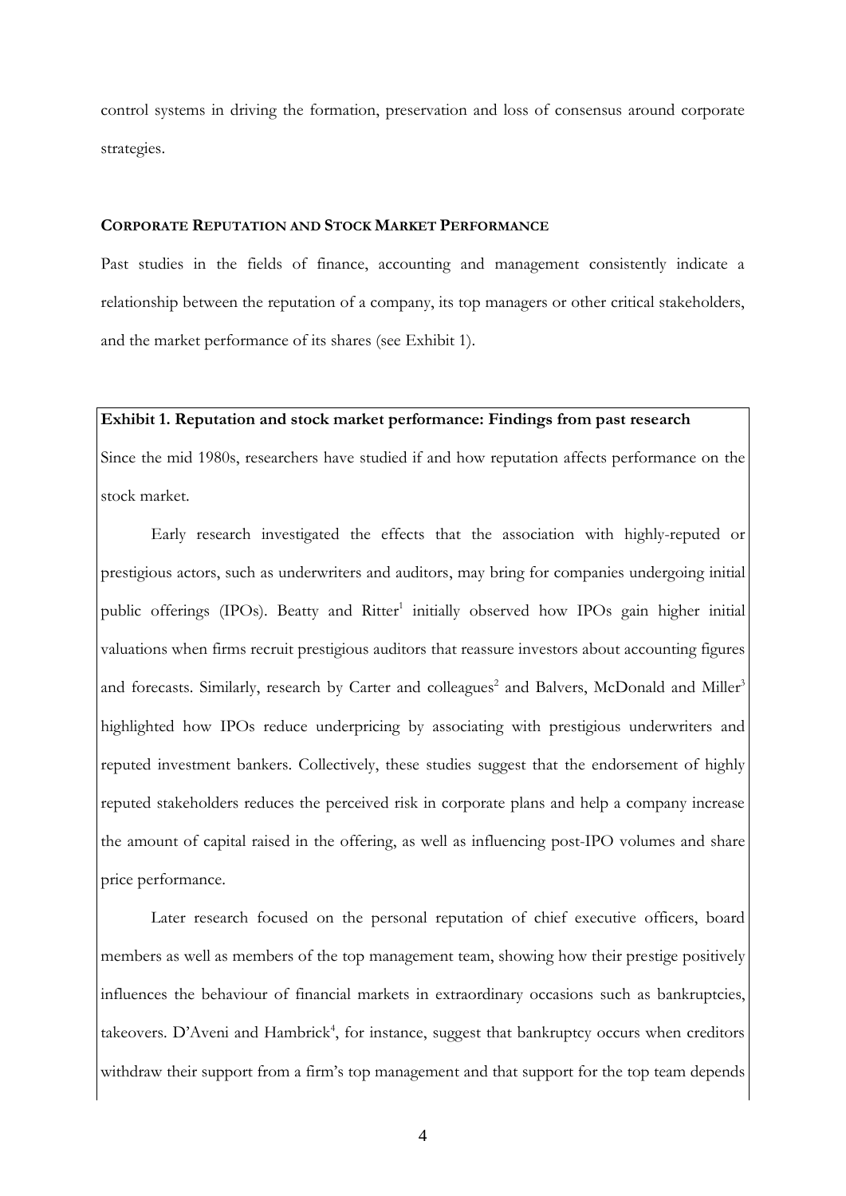control systems in driving the formation, preservation and loss of consensus around corporate strategies.

## CORPORATE REPUTATION AND STOCK MARKET PERFORMANCE

Past studies in the fields of finance, accounting and management consistently indicate a relationship between the reputation of a company, its top managers or other critical stakeholders, and the market performance of its shares (see Exhibit 1).

**Exhibit 1. Reputation and stock market performance: Findings from past research**

Since the mid 1980s, researchers have studied if and how reputation affects performance on the stock market.

Early research investigated the effects that the association with highly-reputed or prestigious actors, such as underwriters and auditors, may bring for companies undergoing initial public offerings (IPOs). Beatty and Ritter[1] initially observed how IPOs gain higher initial valuations when firms recruit prestigious auditors that reassure investors about accounting figures and forecasts. Similarly, research by Carter and colleagues[2] and Balvers, McDonald and Miller[3] highlighted how IPOs reduce underpricing by associating with prestigious underwriters and reputed investment bankers. Collectively, these studies suggest that the endorsement of highly reputed stakeholders reduces the perceived risk in corporate plans and help a company increase the amount of capital raised in the offering, as well as influencing post-IPO volumes and share price performance.

Later research focused on the personal reputation of chief executive officers, board members as well as members of the top management team, showing how their prestige positively influences the behaviour of financial markets in extraordinary occasions such as bankruptcies, takeovers. D'Aveni and Hambrick[4], for instance, suggest that bankruptcy occurs when creditors withdraw their support from a firm's top management and that support for the top team depends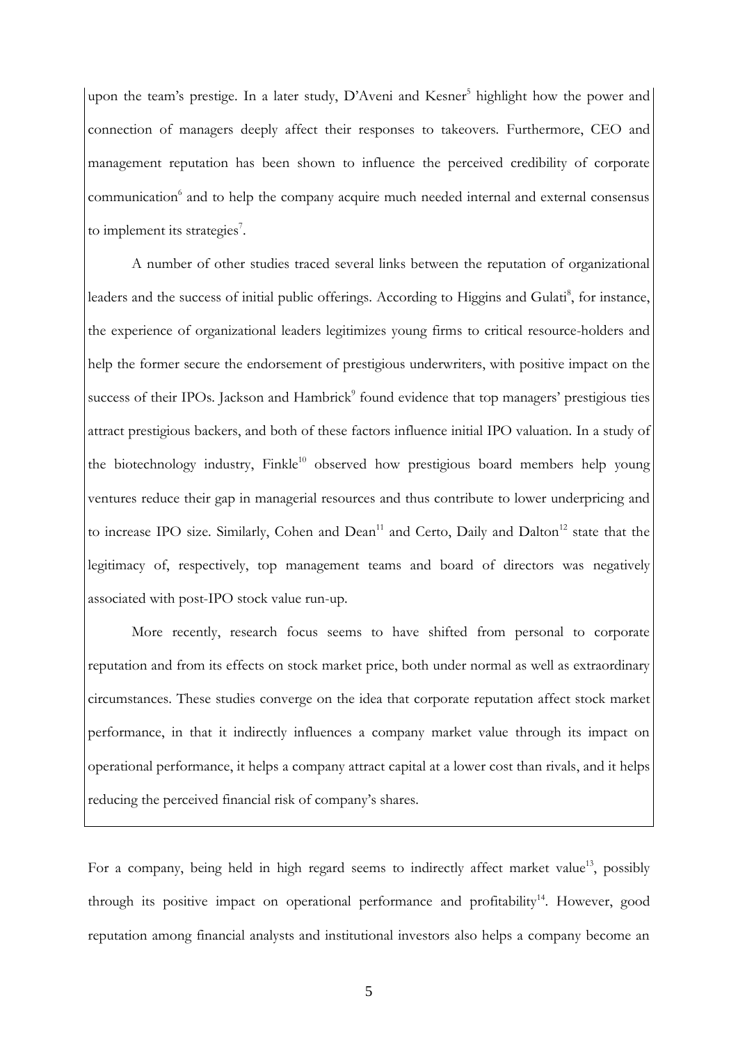upon the team's prestige. In a later study, D'Aveni and Kesner[5] highlight how the power and connection of managers deeply affect their responses to takeovers. Furthermore, CEO and management reputation has been shown to influence the perceived credibility of corporate communication[6] and to help the company acquire much needed internal and external consensus to implement its strategies[7].

A number of other studies traced several links between the reputation of organizational leaders and the success of initial public offerings. According to Higgins and Gulati[8], for instance, the experience of organizational leaders legitimizes young firms to critical resource-holders and help the former secure the endorsement of prestigious underwriters, with positive impact on the success of their IPOs. Jackson and Hambrick[9] found evidence that top managers' prestigious ties attract prestigious backers, and both of these factors influence initial IPO valuation. In a study of the biotechnology industry, Finkle[10] observed how prestigious board members help young ventures reduce their gap in managerial resources and thus contribute to lower underpricing and to increase IPO size. Similarly, Cohen and Dean[11] and Certo, Daily and Dalton[12] state that the legitimacy of, respectively, top management teams and board of directors was negatively associated with post-IPO stock value run-up.

More recently, research focus seems to have shifted from personal to corporate reputation and from its effects on stock market price, both under normal as well as extraordinary circumstances. These studies converge on the idea that corporate reputation affect stock market performance, in that it indirectly influences a company market value through its impact on operational performance, it helps a company attract capital at a lower cost than rivals, and it helps reducing the perceived financial risk of company's shares.

For a company, being held in high regard seems to indirectly affect market value[13], possibly through its positive impact on operational performance and profitability[14]. However, good reputation among financial analysts and institutional investors also helps a company become an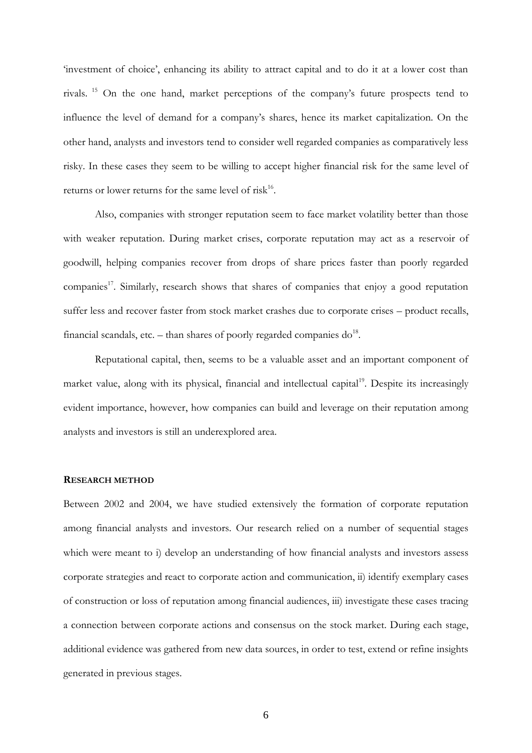'investment of choice', enhancing its ability to attract capital and to do it at a lower cost than rivals. [15] On the one hand, market perceptions of the company's future prospects tend to influence the level of demand for a company's shares, hence its market capitalization. On the other hand, analysts and investors tend to consider well regarded companies as comparatively less risky. In these cases they seem to be willing to accept higher financial risk for the same level of returns or lower returns for the same level of risk[16].

Also, companies with stronger reputation seem to face market volatility better than those with weaker reputation. During market crises, corporate reputation may act as a reservoir of goodwill, helping companies recover from drops of share prices faster than poorly regarded companies[17]. Similarly, research shows that shares of companies that enjoy a good reputation suffer less and recover faster from stock market crashes due to corporate crises – product recalls, financial scandals, etc. – than shares of poorly regarded companies do[18].

Reputational capital, then, seems to be a valuable asset and an important component of market value, along with its physical, financial and intellectual capital[19]. Despite its increasingly evident importance, however, how companies can build and leverage on their reputation among analysts and investors is still an underexplored area.

**RESEARCH METHOD**

Between 2002 and 2004, we have studied extensively the formation of corporate reputation among financial analysts and investors. Our research relied on a number of sequential stages which were meant to i) develop an understanding of how financial analysts and investors assess corporate strategies and react to corporate action and communication, ii) identify exemplary cases of construction or loss of reputation among financial audiences, iii) investigate these cases tracing a connection between corporate actions and consensus on the stock market. During each stage, additional evidence was gathered from new data sources, in order to test, extend or refine insights generated in previous stages.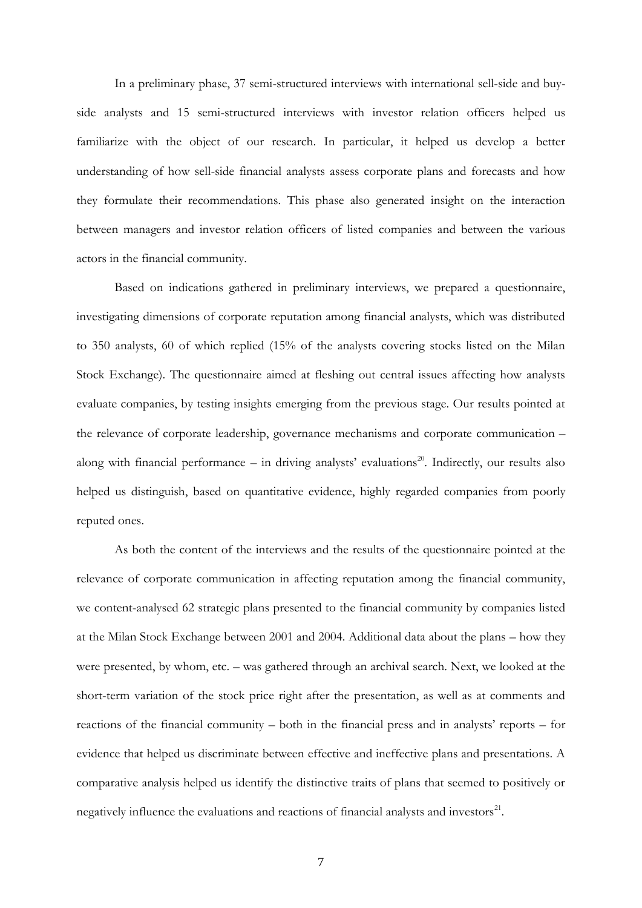In a preliminary phase, 37 semi-structured interviews with international sell-side and buy-side analysts and 15 semi-structured interviews with investor relation officers helped us familiarize with the object of our research. In particular, it helped us develop a better understanding of how sell-side financial analysts assess corporate plans and forecasts and how they formulate their recommendations. This phase also generated insight on the interaction between managers and investor relation officers of listed companies and between the various actors in the financial community.

Based on indications gathered in preliminary interviews, we prepared a questionnaire, investigating dimensions of corporate reputation among financial analysts, which was distributed to 350 analysts, 60 of which replied (15% of the analysts covering stocks listed on the Milan Stock Exchange). The questionnaire aimed at fleshing out central issues affecting how analysts evaluate companies, by testing insights emerging from the previous stage. Our results pointed at the relevance of corporate leadership, governance mechanisms and corporate communication – along with financial performance – in driving analysts' evaluations[20]. Indirectly, our results also helped us distinguish, based on quantitative evidence, highly regarded companies from poorly reputed ones.

As both the content of the interviews and the results of the questionnaire pointed at the relevance of corporate communication in affecting reputation among the financial community, we content-analysed 62 strategic plans presented to the financial community by companies listed at the Milan Stock Exchange between 2001 and 2004. Additional data about the plans – how they were presented, by whom, etc. – was gathered through an archival search. Next, we looked at the short-term variation of the stock price right after the presentation, as well as at comments and reactions of the financial community – both in the financial press and in analysts' reports – for evidence that helped us discriminate between effective and ineffective plans and presentations. A comparative analysis helped us identify the distinctive traits of plans that seemed to positively or negatively influence the evaluations and reactions of financial analysts and investors[21].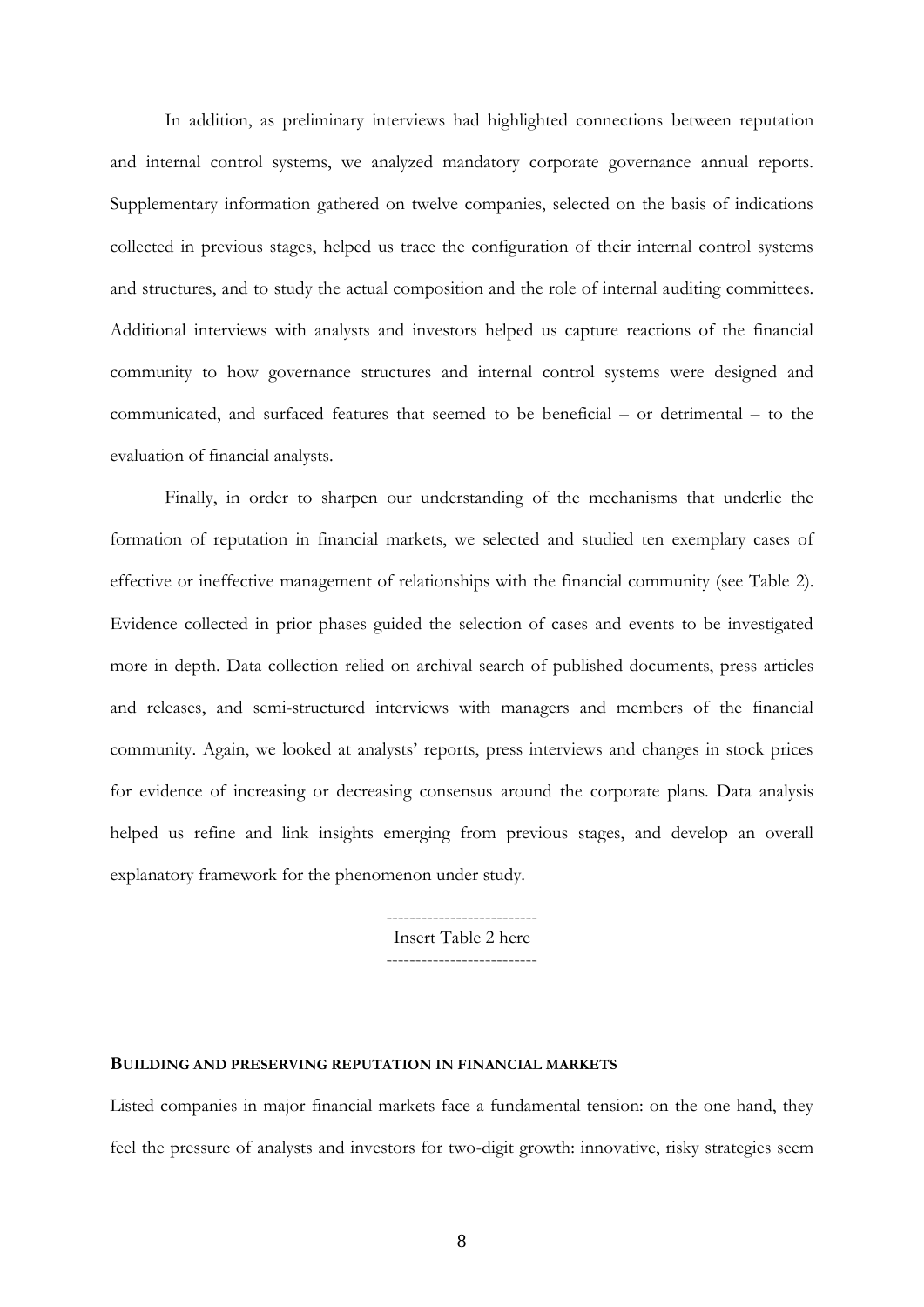In addition, as preliminary interviews had highlighted connections between reputation and internal control systems, we analyzed mandatory corporate governance annual reports. Supplementary information gathered on twelve companies, selected on the basis of indications collected in previous stages, helped us trace the configuration of their internal control systems and structures, and to study the actual composition and the role of internal auditing committees. Additional interviews with analysts and investors helped us capture reactions of the financial community to how governance structures and internal control systems were designed and communicated, and surfaced features that seemed to be beneficial – or detrimental – to the evaluation of financial analysts.

Finally, in order to sharpen our understanding of the mechanisms that underlie the formation of reputation in financial markets, we selected and studied ten exemplary cases of effective or ineffective management of relationships with the financial community (see Table 2). Evidence collected in prior phases guided the selection of cases and events to be investigated more in depth. Data collection relied on archival search of published documents, press articles and releases, and semi-structured interviews with managers and members of the financial community. Again, we looked at analysts' reports, press interviews and changes in stock prices for evidence of increasing or decreasing consensus around the corporate plans. Data analysis helped us refine and link insights emerging from previous stages, and develop an overall explanatory framework for the phenomenon under study.

--------------------------

Insert Table 2 here

--------------------------

## BUILDING AND PRESERVING REPUTATION IN FINANCIAL MARKETS

Listed companies in major financial markets face a fundamental tension: on the one hand, they feel the pressure of analysts and investors for two-digit growth: innovative, risky strategies seem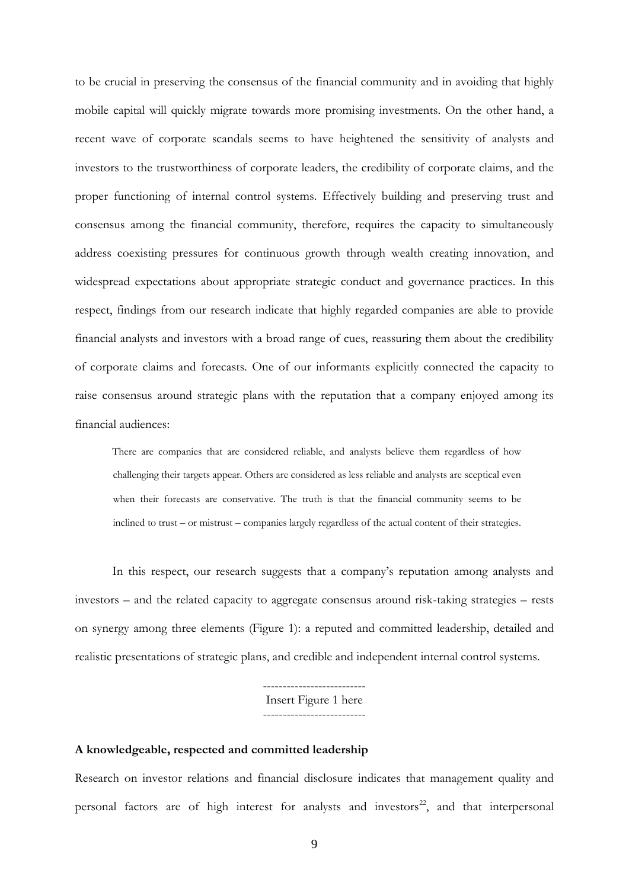to be crucial in preserving the consensus of the financial community and in avoiding that highly mobile capital will quickly migrate towards more promising investments. On the other hand, a recent wave of corporate scandals seems to have heightened the sensitivity of analysts and investors to the trustworthiness of corporate leaders, the credibility of corporate claims, and the proper functioning of internal control systems. Effectively building and preserving trust and consensus among the financial community, therefore, requires the capacity to simultaneously address coexisting pressures for continuous growth through wealth creating innovation, and widespread expectations about appropriate strategic conduct and governance practices. In this respect, findings from our research indicate that highly regarded companies are able to provide financial analysts and investors with a broad range of cues, reassuring them about the credibility of corporate claims and forecasts. One of our informants explicitly connected the capacity to raise consensus around strategic plans with the reputation that a company enjoyed among its financial audiences:

> There are companies that are considered reliable, and analysts believe them regardless of how challenging their targets appear. Others are considered as less reliable and analysts are sceptical even when their forecasts are conservative. The truth is that the financial community seems to be inclined to trust – or mistrust – companies largely regardless of the actual content of their strategies.

In this respect, our research suggests that a company's reputation among analysts and investors – and the related capacity to aggregate consensus around risk-taking strategies – rests on synergy among three elements (Figure 1): a reputed and committed leadership, detailed and realistic presentations of strategic plans, and credible and independent internal control systems.

--------------------------
Insert Figure 1 here
--------------------------

**A knowledgeable, respected and committed leadership**

Research on investor relations and financial disclosure indicates that management quality and personal factors are of high interest for analysts and investors[22], and that interpersonal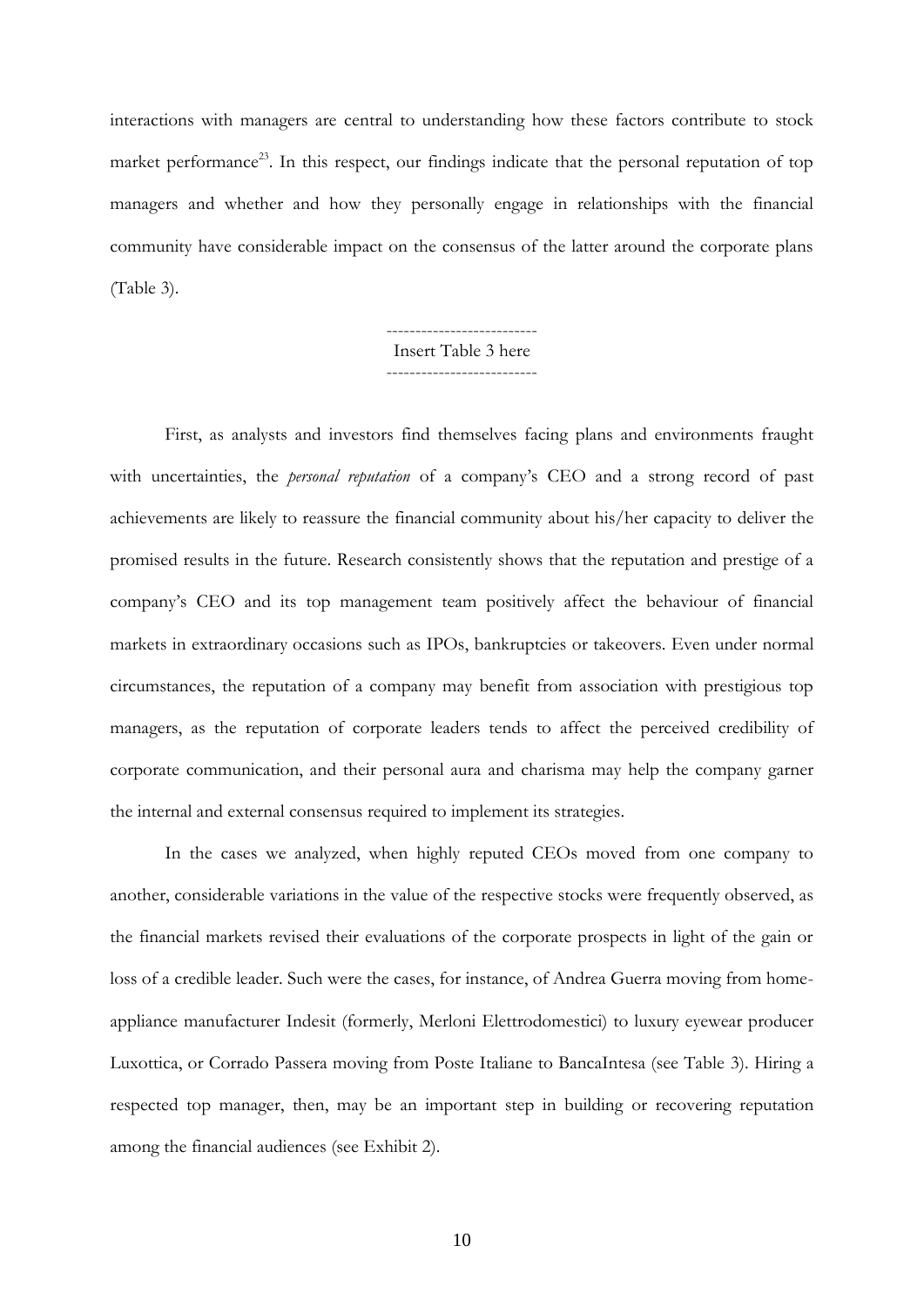interactions with managers are central to understanding how these factors contribute to stock market performance[23]. In this respect, our findings indicate that the personal reputation of top managers and whether and how they personally engage in relationships with the financial community have considerable impact on the consensus of the latter around the corporate plans (Table 3).

--------------------------
Insert Table 3 here
--------------------------

First, as analysts and investors find themselves facing plans and environments fraught with uncertainties, the *personal reputation* of a company's CEO and a strong record of past achievements are likely to reassure the financial community about his/her capacity to deliver the promised results in the future. Research consistently shows that the reputation and prestige of a company's CEO and its top management team positively affect the behaviour of financial markets in extraordinary occasions such as IPOs, bankruptcies or takeovers. Even under normal circumstances, the reputation of a company may benefit from association with prestigious top managers, as the reputation of corporate leaders tends to affect the perceived credibility of corporate communication, and their personal aura and charisma may help the company garner the internal and external consensus required to implement its strategies.

In the cases we analyzed, when highly reputed CEOs moved from one company to another, considerable variations in the value of the respective stocks were frequently observed, as the financial markets revised their evaluations of the corporate prospects in light of the gain or loss of a credible leader. Such were the cases, for instance, of Andrea Guerra moving from home-appliance manufacturer Indesit (formerly, Merloni Elettrodomestici) to luxury eyewear producer Luxottica, or Corrado Passera moving from Poste Italiane to BancaIntesa (see Table 3). Hiring a respected top manager, then, may be an important step in building or recovering reputation among the financial audiences (see Exhibit 2).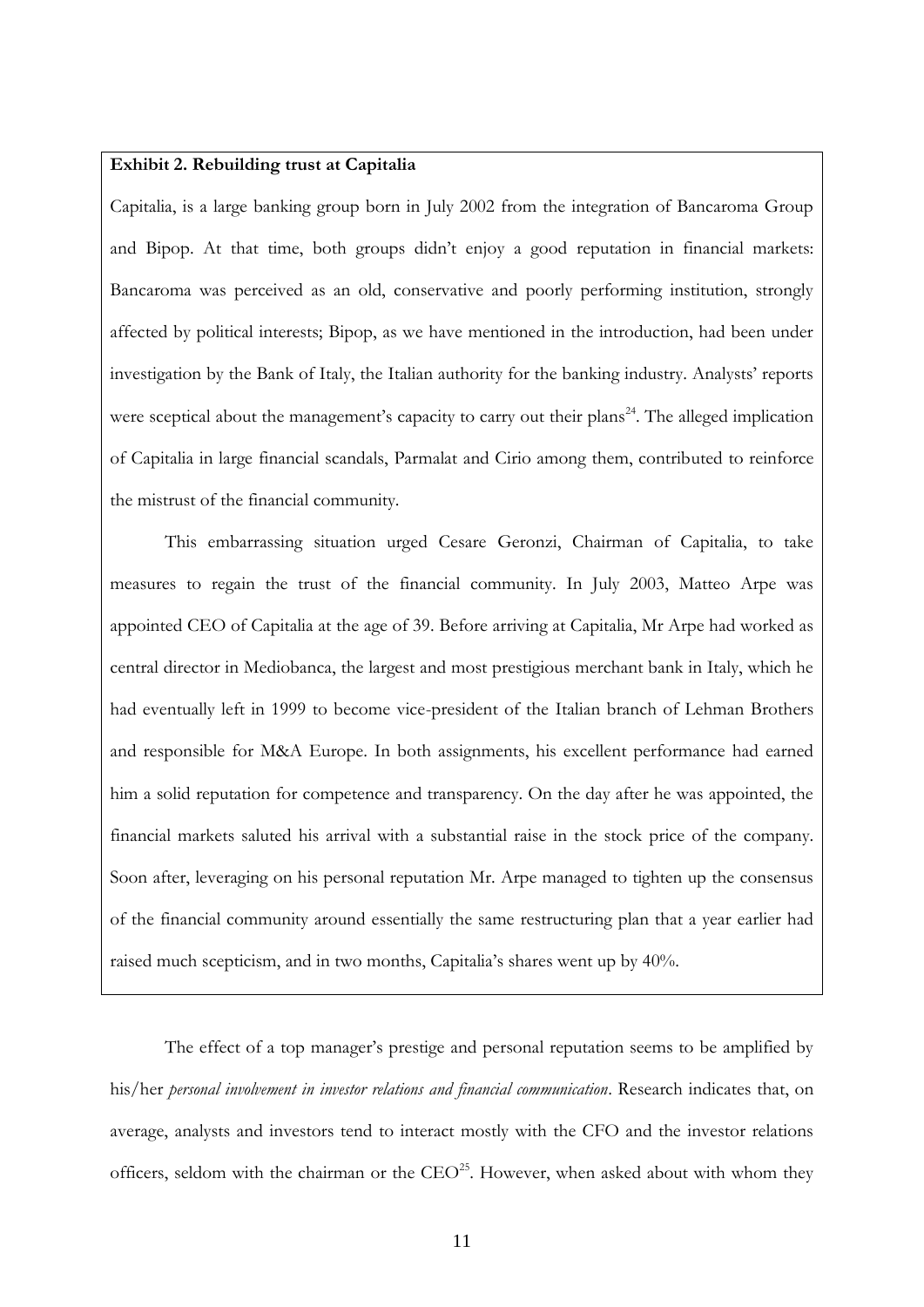**Exhibit 2. Rebuilding trust at Capitalia**

Capitalia, is a large banking group born in July 2002 from the integration of Bancaroma Group and Bipop. At that time, both groups didn't enjoy a good reputation in financial markets: Bancaroma was perceived as an old, conservative and poorly performing institution, strongly affected by political interests; Bipop, as we have mentioned in the introduction, had been under investigation by the Bank of Italy, the Italian authority for the banking industry. Analysts' reports were sceptical about the management's capacity to carry out their plans[24]. The alleged implication of Capitalia in large financial scandals, Parmalat and Cirio among them, contributed to reinforce the mistrust of the financial community.

This embarrassing situation urged Cesare Geronzi, Chairman of Capitalia, to take measures to regain the trust of the financial community. In July 2003, Matteo Arpe was appointed CEO of Capitalia at the age of 39. Before arriving at Capitalia, Mr Arpe had worked as central director in Mediobanca, the largest and most prestigious merchant bank in Italy, which he had eventually left in 1999 to become vice-president of the Italian branch of Lehman Brothers and responsible for M&A Europe. In both assignments, his excellent performance had earned him a solid reputation for competence and transparency. On the day after he was appointed, the financial markets saluted his arrival with a substantial raise in the stock price of the company. Soon after, leveraging on his personal reputation Mr. Arpe managed to tighten up the consensus of the financial community around essentially the same restructuring plan that a year earlier had raised much scepticism, and in two months, Capitalia's shares went up by 40%.

The effect of a top manager's prestige and personal reputation seems to be amplified by his/her *personal involvement in investor relations and financial communication*. Research indicates that, on average, analysts and investors tend to interact mostly with the CFO and the investor relations officers, seldom with the chairman or the CEO[25]. However, when asked about with whom they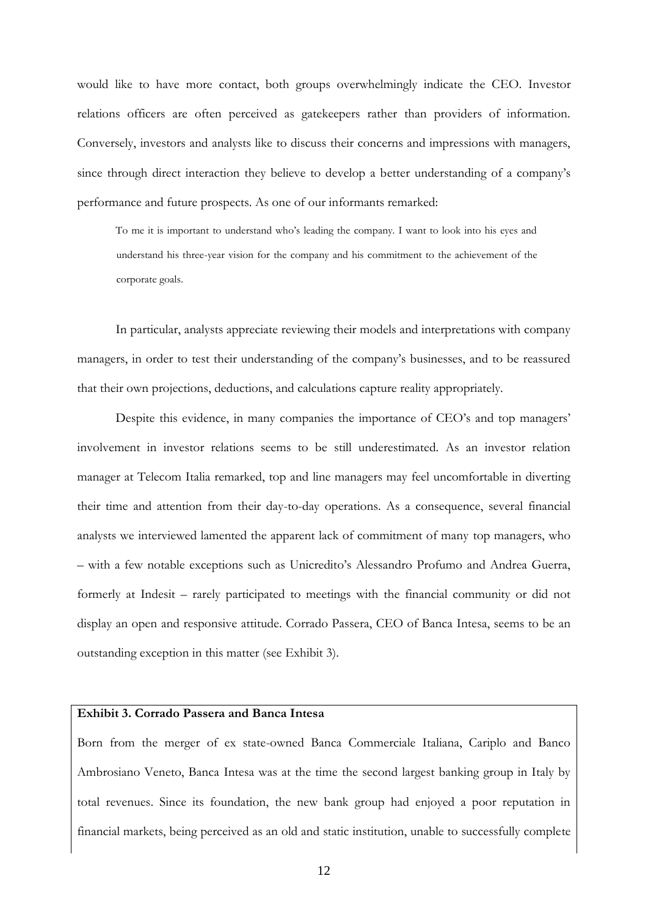would like to have more contact, both groups overwhelmingly indicate the CEO. Investor relations officers are often perceived as gatekeepers rather than providers of information. Conversely, investors and analysts like to discuss their concerns and impressions with managers, since through direct interaction they believe to develop a better understanding of a company's performance and future prospects. As one of our informants remarked:

> To me it is important to understand who's leading the company. I want to look into his eyes and understand his three-year vision for the company and his commitment to the achievement of the corporate goals.

In particular, analysts appreciate reviewing their models and interpretations with company managers, in order to test their understanding of the company's businesses, and to be reassured that their own projections, deductions, and calculations capture reality appropriately.

Despite this evidence, in many companies the importance of CEO's and top managers' involvement in investor relations seems to be still underestimated. As an investor relation manager at Telecom Italia remarked, top and line managers may feel uncomfortable in diverting their time and attention from their day-to-day operations. As a consequence, several financial analysts we interviewed lamented the apparent lack of commitment of many top managers, who – with a few notable exceptions such as Unicredito's Alessandro Profumo and Andrea Guerra, formerly at Indesit – rarely participated to meetings with the financial community or did not display an open and responsive attitude. Corrado Passera, CEO of Banca Intesa, seems to be an outstanding exception in this matter (see Exhibit 3).

**Exhibit 3. Corrado Passera and Banca Intesa**

Born from the merger of ex state-owned Banca Commerciale Italiana, Cariplo and Banco Ambrosiano Veneto, Banca Intesa was at the time the second largest banking group in Italy by total revenues. Since its foundation, the new bank group had enjoyed a poor reputation in financial markets, being perceived as an old and static institution, unable to successfully complete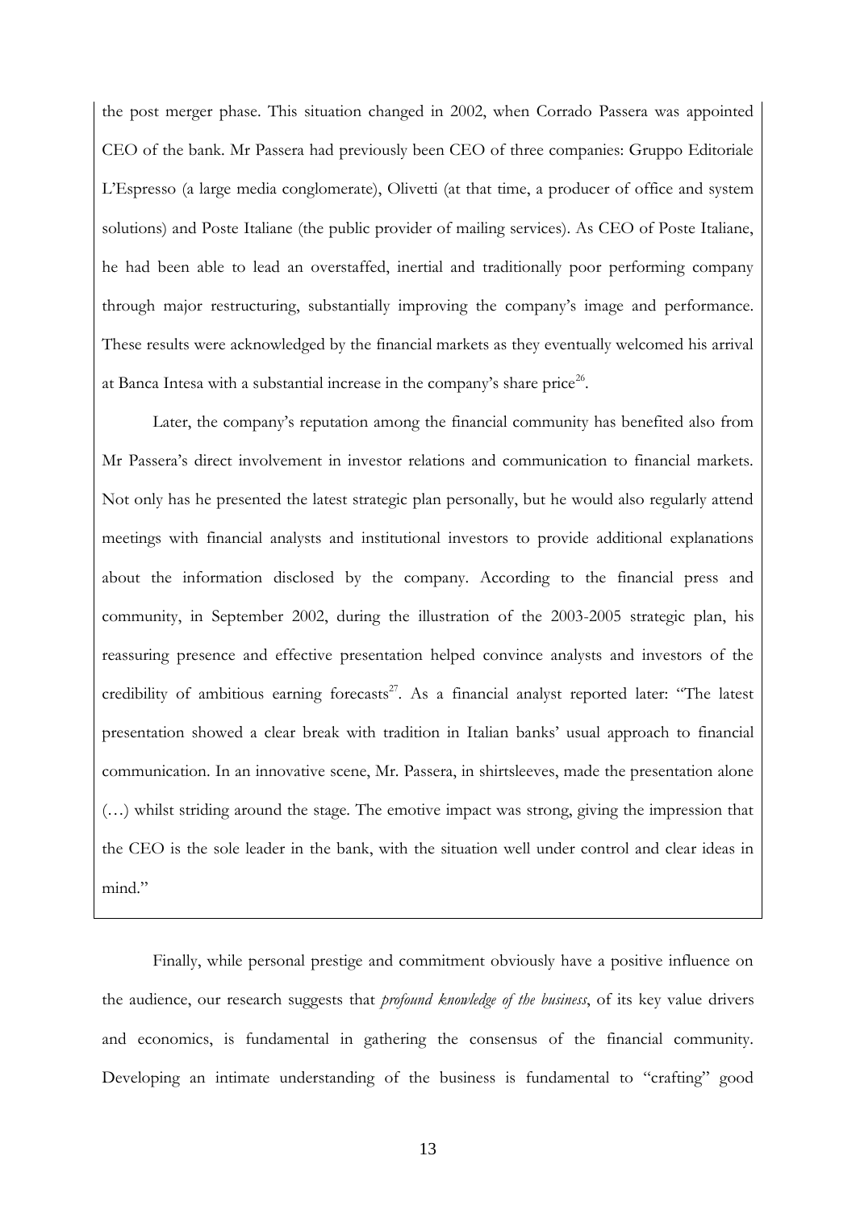the post merger phase. This situation changed in 2002, when Corrado Passera was appointed CEO of the bank. Mr Passera had previously been CEO of three companies: Gruppo Editoriale L'Espresso (a large media conglomerate), Olivetti (at that time, a producer of office and system solutions) and Poste Italiane (the public provider of mailing services). As CEO of Poste Italiane, he had been able to lead an overstaffed, inertial and traditionally poor performing company through major restructuring, substantially improving the company's image and performance. These results were acknowledged by the financial markets as they eventually welcomed his arrival at Banca Intesa with a substantial increase in the company's share price[26].

Later, the company's reputation among the financial community has benefited also from Mr Passera's direct involvement in investor relations and communication to financial markets. Not only has he presented the latest strategic plan personally, but he would also regularly attend meetings with financial analysts and institutional investors to provide additional explanations about the information disclosed by the company. According to the financial press and community, in September 2002, during the illustration of the 2003-2005 strategic plan, his reassuring presence and effective presentation helped convince analysts and investors of the credibility of ambitious earning forecasts[27]. As a financial analyst reported later: "The latest presentation showed a clear break with tradition in Italian banks' usual approach to financial communication. In an innovative scene, Mr. Passera, in shirtsleeves, made the presentation alone (…) whilst striding around the stage. The emotive impact was strong, giving the impression that the CEO is the sole leader in the bank, with the situation well under control and clear ideas in mind."

Finally, while personal prestige and commitment obviously have a positive influence on the audience, our research suggests that *profound knowledge of the business*, of its key value drivers and economics, is fundamental in gathering the consensus of the financial community. Developing an intimate understanding of the business is fundamental to "crafting" good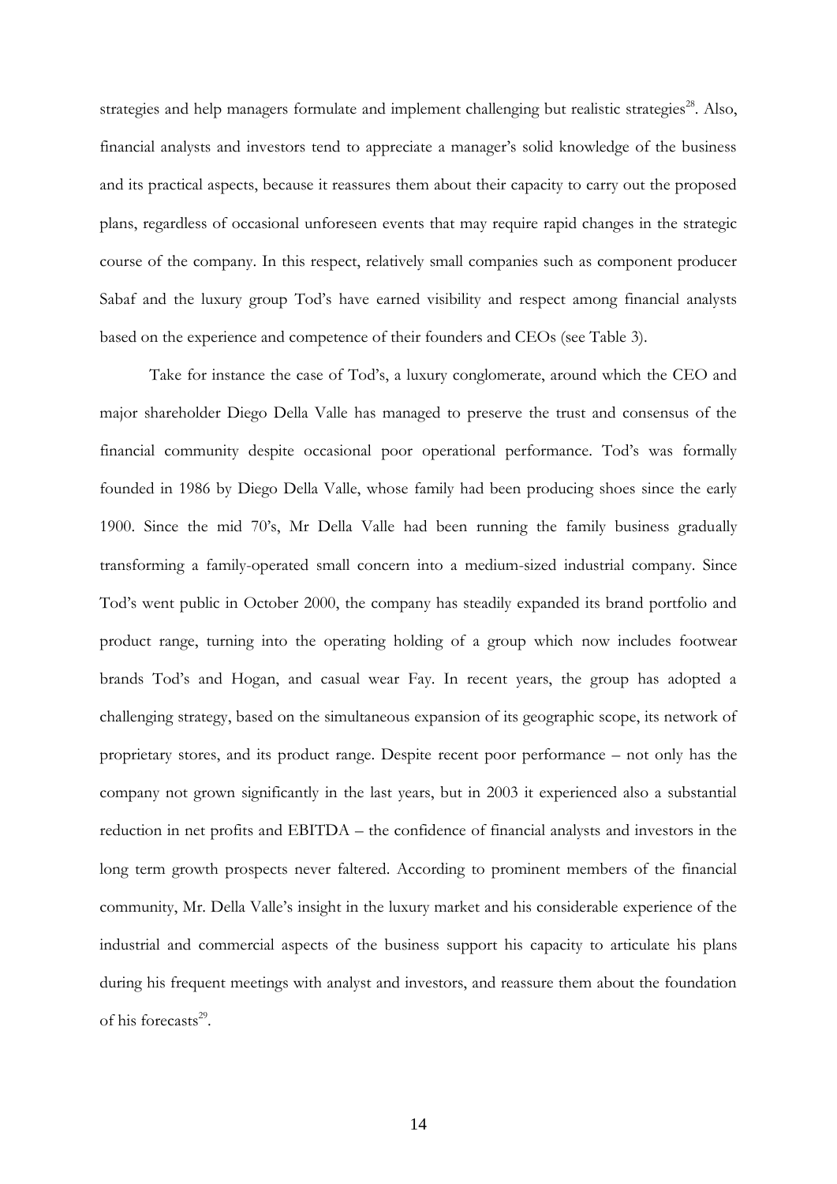strategies and help managers formulate and implement challenging but realistic strategies[28]. Also, financial analysts and investors tend to appreciate a manager's solid knowledge of the business and its practical aspects, because it reassures them about their capacity to carry out the proposed plans, regardless of occasional unforeseen events that may require rapid changes in the strategic course of the company. In this respect, relatively small companies such as component producer Sabaf and the luxury group Tod's have earned visibility and respect among financial analysts based on the experience and competence of their founders and CEOs (see Table 3).

Take for instance the case of Tod's, a luxury conglomerate, around which the CEO and major shareholder Diego Della Valle has managed to preserve the trust and consensus of the financial community despite occasional poor operational performance. Tod's was formally founded in 1986 by Diego Della Valle, whose family had been producing shoes since the early 1900. Since the mid 70's, Mr Della Valle had been running the family business gradually transforming a family-operated small concern into a medium-sized industrial company. Since Tod's went public in October 2000, the company has steadily expanded its brand portfolio and product range, turning into the operating holding of a group which now includes footwear brands Tod's and Hogan, and casual wear Fay. In recent years, the group has adopted a challenging strategy, based on the simultaneous expansion of its geographic scope, its network of proprietary stores, and its product range. Despite recent poor performance – not only has the company not grown significantly in the last years, but in 2003 it experienced also a substantial reduction in net profits and EBITDA – the confidence of financial analysts and investors in the long term growth prospects never faltered. According to prominent members of the financial community, Mr. Della Valle's insight in the luxury market and his considerable experience of the industrial and commercial aspects of the business support his capacity to articulate his plans during his frequent meetings with analyst and investors, and reassure them about the foundation of his forecasts[29].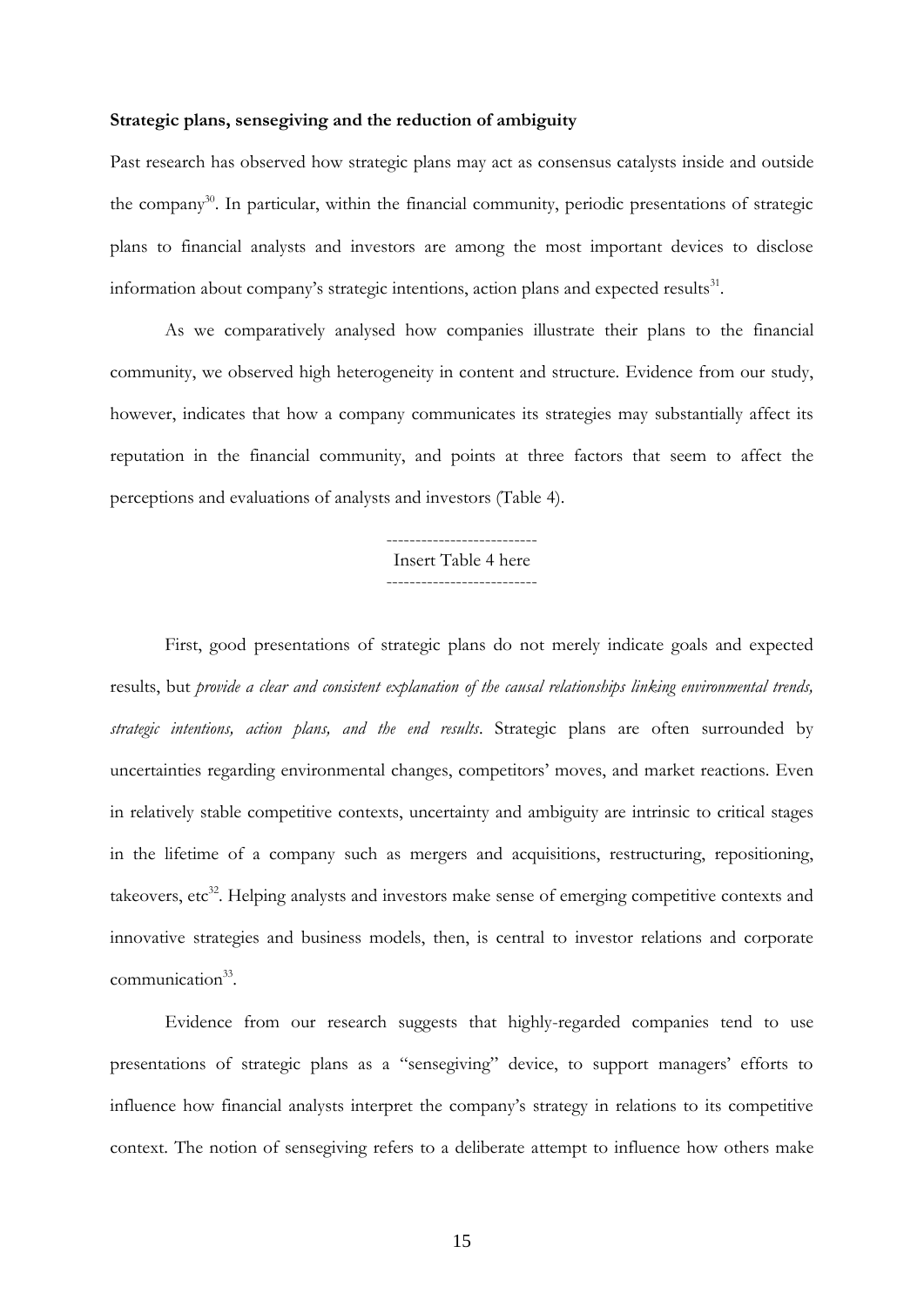**Strategic plans, sensegiving and the reduction of ambiguity**

Past research has observed how strategic plans may act as consensus catalysts inside and outside the company[30]. In particular, within the financial community, periodic presentations of strategic plans to financial analysts and investors are among the most important devices to disclose information about company's strategic intentions, action plans and expected results[31].

As we comparatively analysed how companies illustrate their plans to the financial community, we observed high heterogeneity in content and structure. Evidence from our study, however, indicates that how a company communicates its strategies may substantially affect its reputation in the financial community, and points at three factors that seem to affect the perceptions and evaluations of analysts and investors (Table 4).

-------------------------
Insert Table 4 here
-------------------------

First, good presentations of strategic plans do not merely indicate goals and expected results, but *provide a clear and consistent explanation of the causal relationships linking environmental trends, strategic intentions, action plans, and the end results*. Strategic plans are often surrounded by uncertainties regarding environmental changes, competitors' moves, and market reactions. Even in relatively stable competitive contexts, uncertainty and ambiguity are intrinsic to critical stages in the lifetime of a company such as mergers and acquisitions, restructuring, repositioning, takeovers, etc[32]. Helping analysts and investors make sense of emerging competitive contexts and innovative strategies and business models, then, is central to investor relations and corporate communication[33].

Evidence from our research suggests that highly-regarded companies tend to use presentations of strategic plans as a "sensegiving" device, to support managers' efforts to influence how financial analysts interpret the company's strategy in relations to its competitive context. The notion of sensegiving refers to a deliberate attempt to influence how others make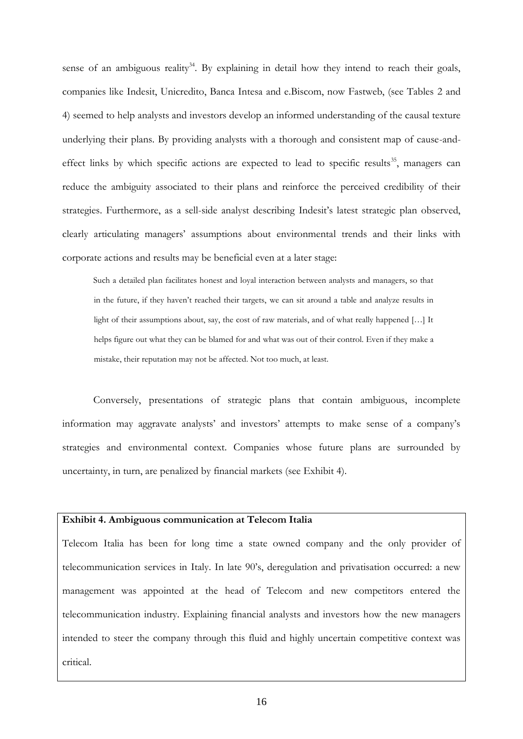sense of an ambiguous reality[34]. By explaining in detail how they intend to reach their goals, companies like Indesit, Unicredito, Banca Intesa and e.Biscom, now Fastweb, (see Tables 2 and 4) seemed to help analysts and investors develop an informed understanding of the causal texture underlying their plans. By providing analysts with a thorough and consistent map of cause-and-effect links by which specific actions are expected to lead to specific results[35], managers can reduce the ambiguity associated to their plans and reinforce the perceived credibility of their strategies. Furthermore, as a sell-side analyst describing Indesit's latest strategic plan observed, clearly articulating managers' assumptions about environmental trends and their links with corporate actions and results may be beneficial even at a later stage:

> Such a detailed plan facilitates honest and loyal interaction between analysts and managers, so that in the future, if they haven't reached their targets, we can sit around a table and analyze results in light of their assumptions about, say, the cost of raw materials, and of what really happened […] It helps figure out what they can be blamed for and what was out of their control. Even if they make a mistake, their reputation may not be affected. Not too much, at least.

Conversely, presentations of strategic plans that contain ambiguous, incomplete information may aggravate analysts' and investors' attempts to make sense of a company's strategies and environmental context. Companies whose future plans are surrounded by uncertainty, in turn, are penalized by financial markets (see Exhibit 4).

**Exhibit 4. Ambiguous communication at Telecom Italia**

Telecom Italia has been for long time a state owned company and the only provider of telecommunication services in Italy. In late 90's, deregulation and privatisation occurred: a new management was appointed at the head of Telecom and new competitors entered the telecommunication industry. Explaining financial analysts and investors how the new managers intended to steer the company through this fluid and highly uncertain competitive context was critical.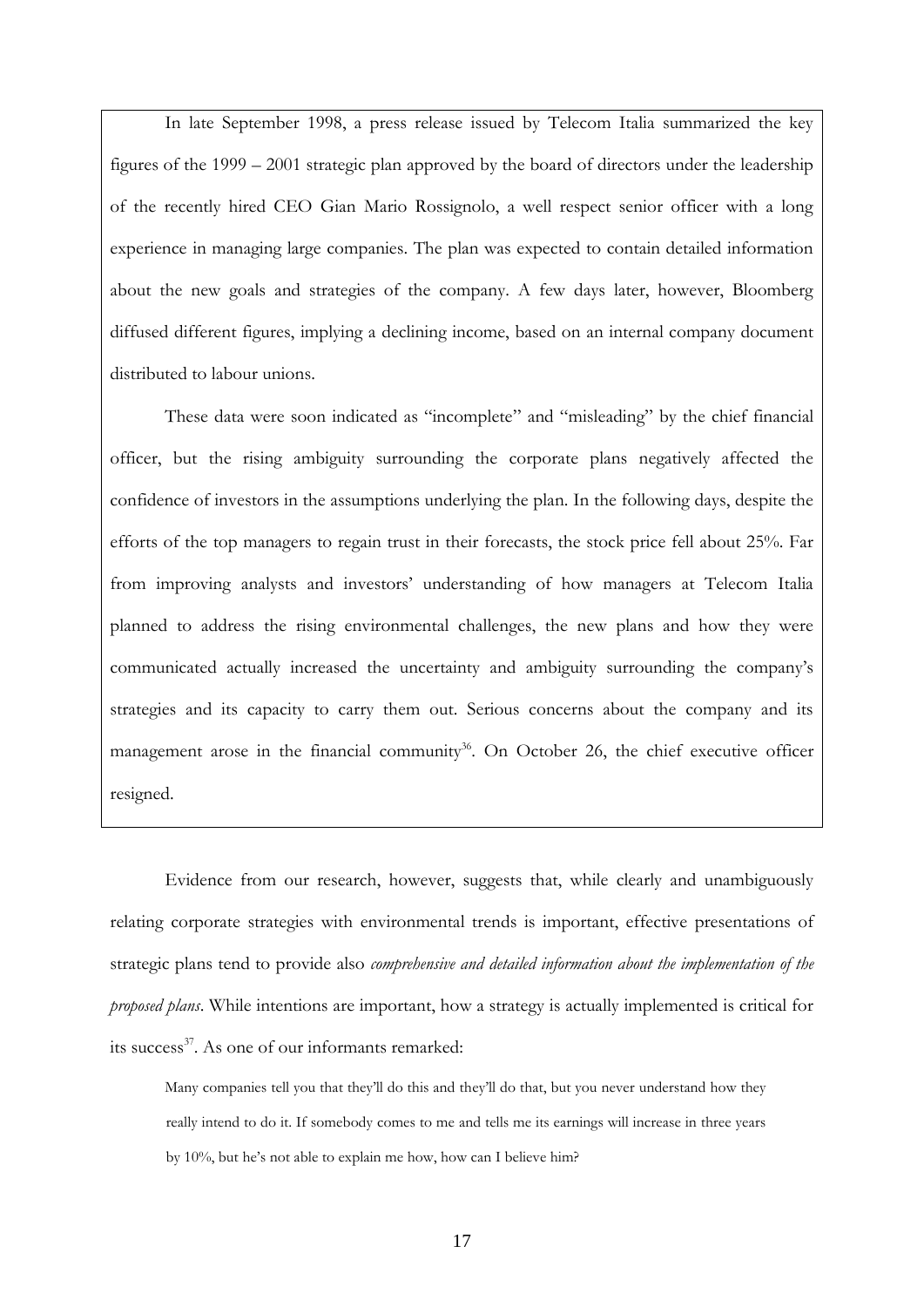In late September 1998, a press release issued by Telecom Italia summarized the key figures of the 1999 – 2001 strategic plan approved by the board of directors under the leadership of the recently hired CEO Gian Mario Rossignolo, a well respect senior officer with a long experience in managing large companies. The plan was expected to contain detailed information about the new goals and strategies of the company. A few days later, however, Bloomberg diffused different figures, implying a declining income, based on an internal company document distributed to labour unions.

These data were soon indicated as "incomplete" and "misleading" by the chief financial officer, but the rising ambiguity surrounding the corporate plans negatively affected the confidence of investors in the assumptions underlying the plan. In the following days, despite the efforts of the top managers to regain trust in their forecasts, the stock price fell about 25%. Far from improving analysts and investors' understanding of how managers at Telecom Italia planned to address the rising environmental challenges, the new plans and how they were communicated actually increased the uncertainty and ambiguity surrounding the company's strategies and its capacity to carry them out. Serious concerns about the company and its management arose in the financial community[36]. On October 26, the chief executive officer resigned.

Evidence from our research, however, suggests that, while clearly and unambiguously relating corporate strategies with environmental trends is important, effective presentations of strategic plans tend to provide also *comprehensive and detailed information about the implementation of the proposed plans*. While intentions are important, how a strategy is actually implemented is critical for its success[37]. As one of our informants remarked:

> Many companies tell you that they'll do this and they'll do that, but you never understand how they really intend to do it. If somebody comes to me and tells me its earnings will increase in three years by 10%, but he's not able to explain me how, how can I believe him?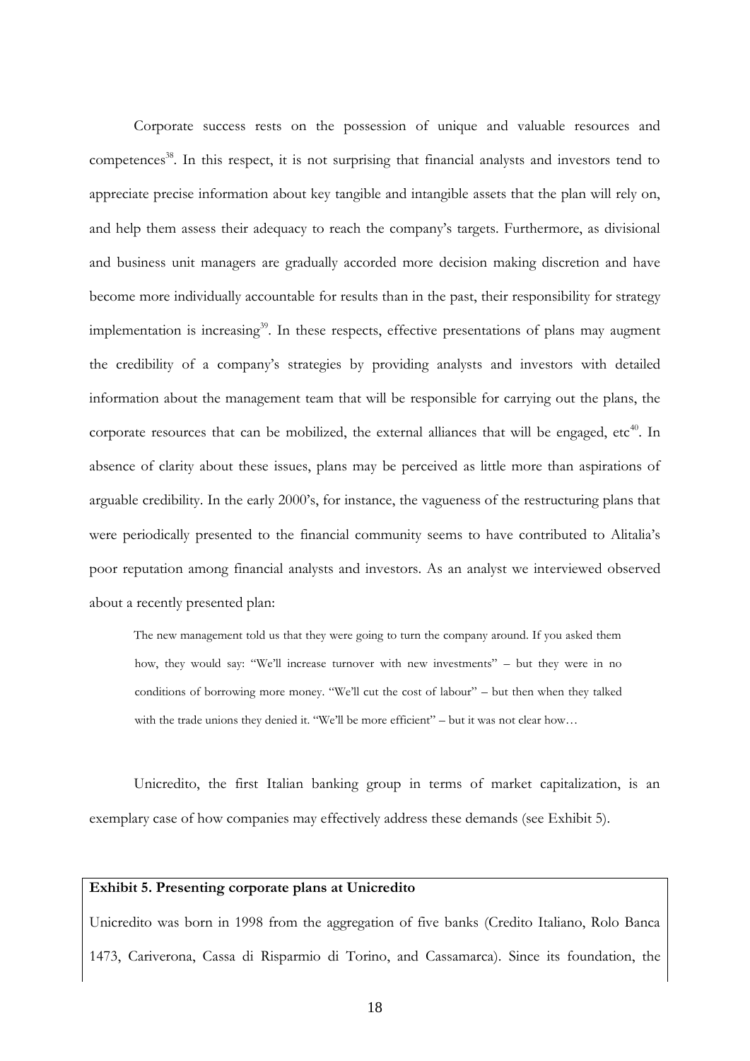Corporate success rests on the possession of unique and valuable resources and competences[38]. In this respect, it is not surprising that financial analysts and investors tend to appreciate precise information about key tangible and intangible assets that the plan will rely on, and help them assess their adequacy to reach the company's targets. Furthermore, as divisional and business unit managers are gradually accorded more decision making discretion and have become more individually accountable for results than in the past, their responsibility for strategy implementation is increasing[39]. In these respects, effective presentations of plans may augment the credibility of a company's strategies by providing analysts and investors with detailed information about the management team that will be responsible for carrying out the plans, the corporate resources that can be mobilized, the external alliances that will be engaged, etc[40]. In absence of clarity about these issues, plans may be perceived as little more than aspirations of arguable credibility. In the early 2000's, for instance, the vagueness of the restructuring plans that were periodically presented to the financial community seems to have contributed to Alitalia's poor reputation among financial analysts and investors. As an analyst we interviewed observed about a recently presented plan:

> The new management told us that they were going to turn the company around. If you asked them how, they would say: "We'll increase turnover with new investments" – but they were in no conditions of borrowing more money. "We'll cut the cost of labour" – but then when they talked with the trade unions they denied it. "We'll be more efficient" – but it was not clear how…

Unicredito, the first Italian banking group in terms of market capitalization, is an exemplary case of how companies may effectively address these demands (see Exhibit 5).

**Exhibit 5. Presenting corporate plans at Unicredito**

Unicredito was born in 1998 from the aggregation of five banks (Credito Italiano, Rolo Banca 1473, Cariverona, Cassa di Risparmio di Torino, and Cassamarca). Since its foundation, the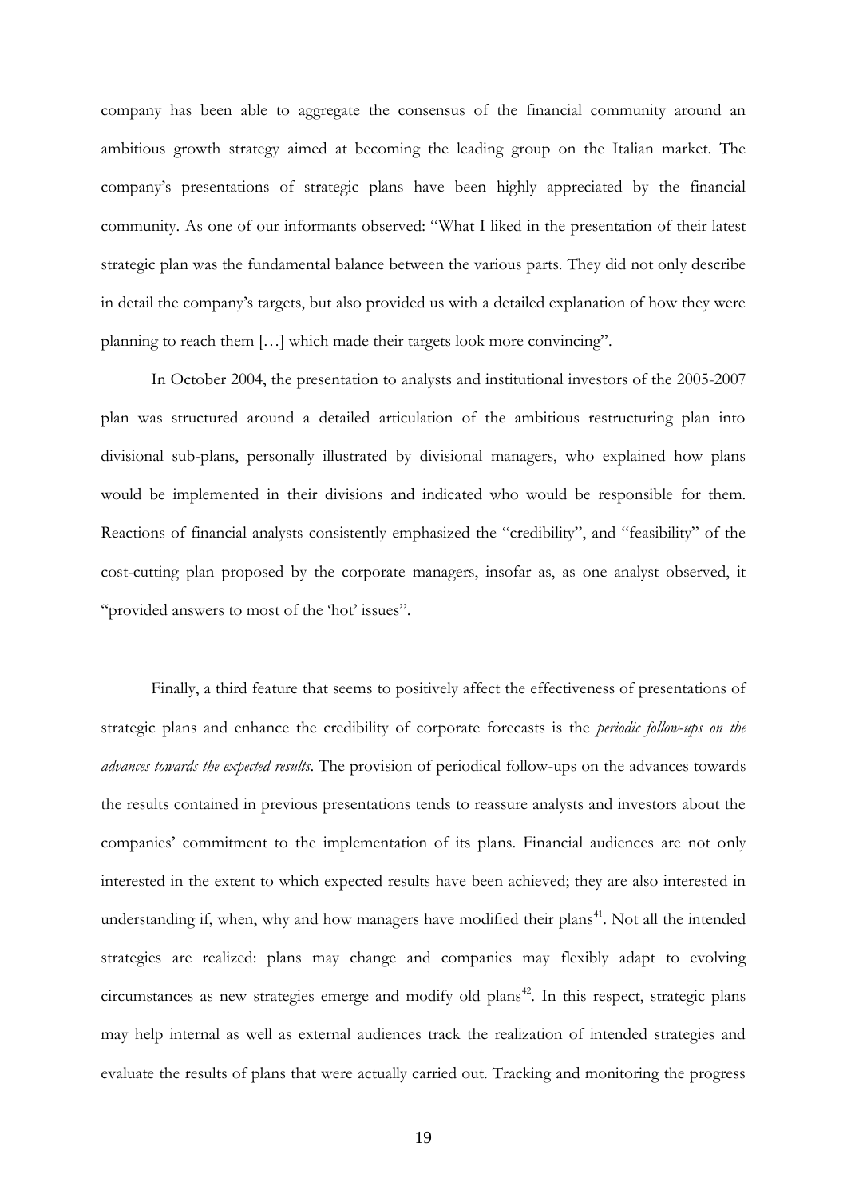company has been able to aggregate the consensus of the financial community around an ambitious growth strategy aimed at becoming the leading group on the Italian market. The company's presentations of strategic plans have been highly appreciated by the financial community. As one of our informants observed: "What I liked in the presentation of their latest strategic plan was the fundamental balance between the various parts. They did not only describe in detail the company's targets, but also provided us with a detailed explanation of how they were planning to reach them […] which made their targets look more convincing".

In October 2004, the presentation to analysts and institutional investors of the 2005-2007 plan was structured around a detailed articulation of the ambitious restructuring plan into divisional sub-plans, personally illustrated by divisional managers, who explained how plans would be implemented in their divisions and indicated who would be responsible for them. Reactions of financial analysts consistently emphasized the "credibility", and "feasibility" of the cost-cutting plan proposed by the corporate managers, insofar as, as one analyst observed, it "provided answers to most of the 'hot' issues".

Finally, a third feature that seems to positively affect the effectiveness of presentations of strategic plans and enhance the credibility of corporate forecasts is the *periodic follow-ups on the advances towards the expected results*. The provision of periodical follow-ups on the advances towards the results contained in previous presentations tends to reassure analysts and investors about the companies' commitment to the implementation of its plans. Financial audiences are not only interested in the extent to which expected results have been achieved; they are also interested in understanding if, when, why and how managers have modified their plans[41]. Not all the intended strategies are realized: plans may change and companies may flexibly adapt to evolving circumstances as new strategies emerge and modify old plans[42]. In this respect, strategic plans may help internal as well as external audiences track the realization of intended strategies and evaluate the results of plans that were actually carried out. Tracking and monitoring the progress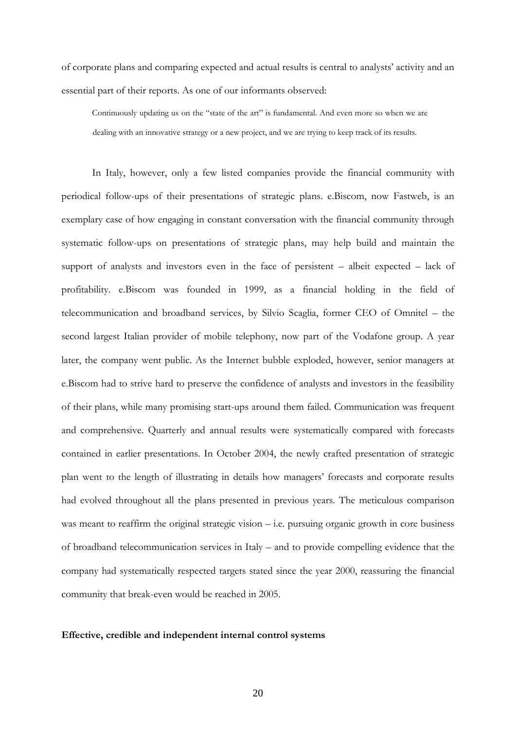of corporate plans and comparing expected and actual results is central to analysts' activity and an essential part of their reports. As one of our informants observed:

> Continuously updating us on the "state of the art" is fundamental. And even more so when we are dealing with an innovative strategy or a new project, and we are trying to keep track of its results.

In Italy, however, only a few listed companies provide the financial community with periodical follow-ups of their presentations of strategic plans. e.Biscom, now Fastweb, is an exemplary case of how engaging in constant conversation with the financial community through systematic follow-ups on presentations of strategic plans, may help build and maintain the support of analysts and investors even in the face of persistent – albeit expected – lack of profitability. e.Biscom was founded in 1999, as a financial holding in the field of telecommunication and broadband services, by Silvio Scaglia, former CEO of Omnitel – the second largest Italian provider of mobile telephony, now part of the Vodafone group. A year later, the company went public. As the Internet bubble exploded, however, senior managers at e.Biscom had to strive hard to preserve the confidence of analysts and investors in the feasibility of their plans, while many promising start-ups around them failed. Communication was frequent and comprehensive. Quarterly and annual results were systematically compared with forecasts contained in earlier presentations. In October 2004, the newly crafted presentation of strategic plan went to the length of illustrating in details how managers' forecasts and corporate results had evolved throughout all the plans presented in previous years. The meticulous comparison was meant to reaffirm the original strategic vision – i.e. pursuing organic growth in core business of broadband telecommunication services in Italy – and to provide compelling evidence that the company had systematically respected targets stated since the year 2000, reassuring the financial community that break-even would be reached in 2005.

**Effective, credible and independent internal control systems**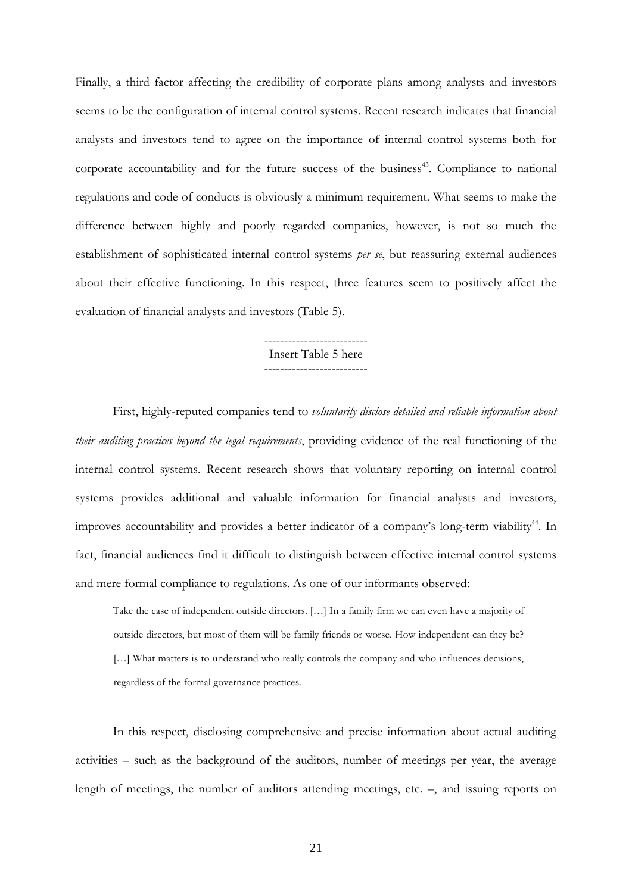Finally, a third factor affecting the credibility of corporate plans among analysts and investors seems to be the configuration of internal control systems. Recent research indicates that financial analysts and investors tend to agree on the importance of internal control systems both for corporate accountability and for the future success of the business[43]. Compliance to national regulations and code of conducts is obviously a minimum requirement. What seems to make the difference between highly and poorly regarded companies, however, is not so much the establishment of sophisticated internal control systems *per se*, but reassuring external audiences about their effective functioning. In this respect, three features seem to positively affect the evaluation of financial analysts and investors (Table 5).

-------------------------
Insert Table 5 here
-------------------------

First, highly-reputed companies tend to *voluntarily disclose detailed and reliable information about their auditing practices beyond the legal requirements*, providing evidence of the real functioning of the internal control systems. Recent research shows that voluntary reporting on internal control systems provides additional and valuable information for financial analysts and investors, improves accountability and provides a better indicator of a company's long-term viability[44]. In fact, financial audiences find it difficult to distinguish between effective internal control systems and mere formal compliance to regulations. As one of our informants observed:

> Take the case of independent outside directors. […] In a family firm we can even have a majority of outside directors, but most of them will be family friends or worse. How independent can they be? […] What matters is to understand who really controls the company and who influences decisions, regardless of the formal governance practices.

In this respect, disclosing comprehensive and precise information about actual auditing activities – such as the background of the auditors, number of meetings per year, the average length of meetings, the number of auditors attending meetings, etc. –, and issuing reports on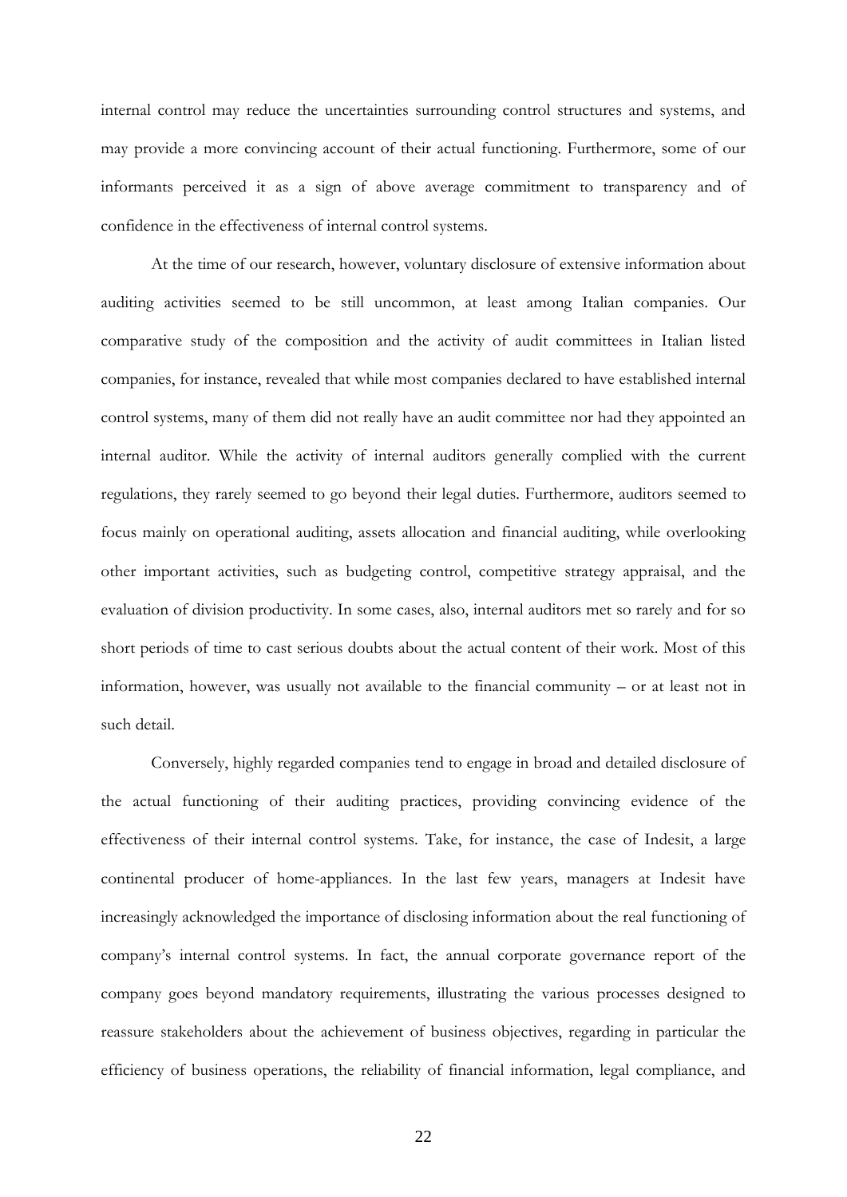internal control may reduce the uncertainties surrounding control structures and systems, and may provide a more convincing account of their actual functioning. Furthermore, some of our informants perceived it as a sign of above average commitment to transparency and of confidence in the effectiveness of internal control systems.

At the time of our research, however, voluntary disclosure of extensive information about auditing activities seemed to be still uncommon, at least among Italian companies. Our comparative study of the composition and the activity of audit committees in Italian listed companies, for instance, revealed that while most companies declared to have established internal control systems, many of them did not really have an audit committee nor had they appointed an internal auditor. While the activity of internal auditors generally complied with the current regulations, they rarely seemed to go beyond their legal duties. Furthermore, auditors seemed to focus mainly on operational auditing, assets allocation and financial auditing, while overlooking other important activities, such as budgeting control, competitive strategy appraisal, and the evaluation of division productivity. In some cases, also, internal auditors met so rarely and for so short periods of time to cast serious doubts about the actual content of their work. Most of this information, however, was usually not available to the financial community – or at least not in such detail.

Conversely, highly regarded companies tend to engage in broad and detailed disclosure of the actual functioning of their auditing practices, providing convincing evidence of the effectiveness of their internal control systems. Take, for instance, the case of Indesit, a large continental producer of home-appliances. In the last few years, managers at Indesit have increasingly acknowledged the importance of disclosing information about the real functioning of company's internal control systems. In fact, the annual corporate governance report of the company goes beyond mandatory requirements, illustrating the various processes designed to reassure stakeholders about the achievement of business objectives, regarding in particular the efficiency of business operations, the reliability of financial information, legal compliance, and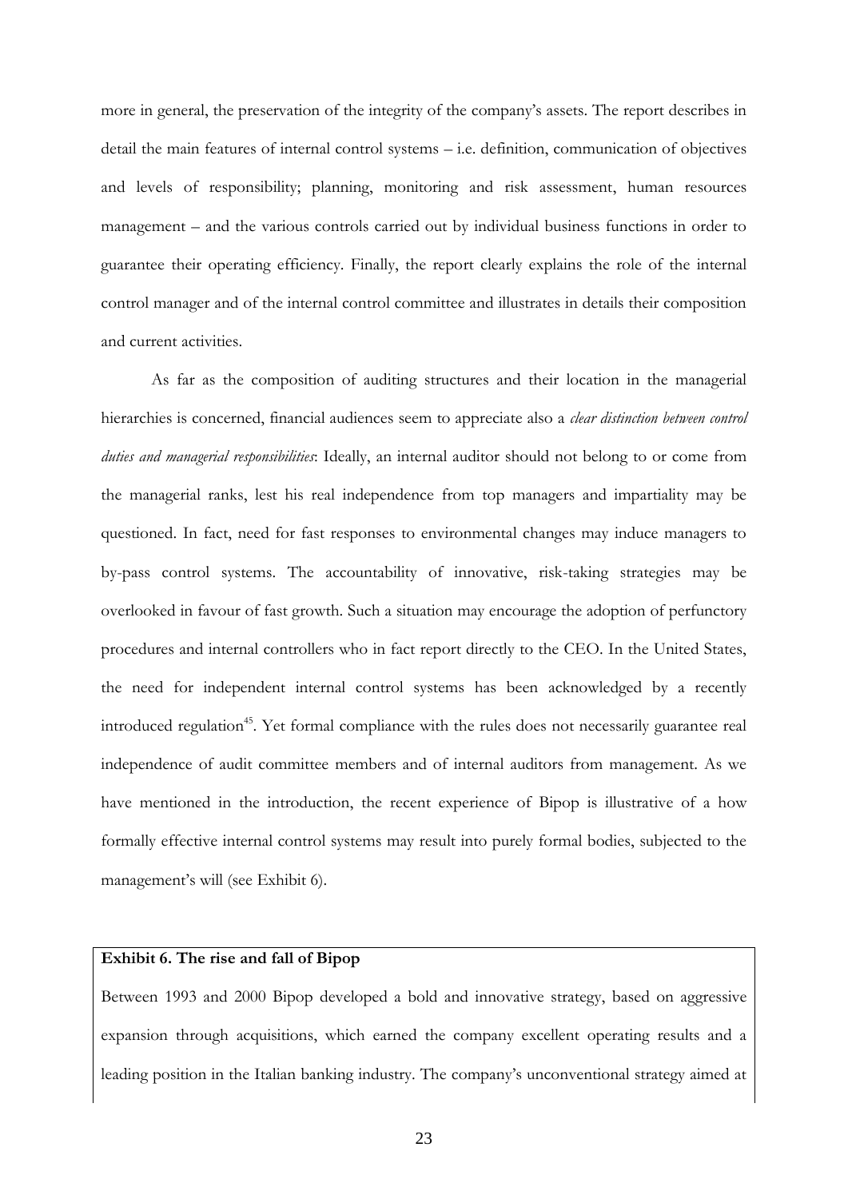more in general, the preservation of the integrity of the company's assets. The report describes in detail the main features of internal control systems – i.e. definition, communication of objectives and levels of responsibility; planning, monitoring and risk assessment, human resources management – and the various controls carried out by individual business functions in order to guarantee their operating efficiency. Finally, the report clearly explains the role of the internal control manager and of the internal control committee and illustrates in details their composition and current activities.

As far as the composition of auditing structures and their location in the managerial hierarchies is concerned, financial audiences seem to appreciate also a *clear distinction between control duties and managerial responsibilities*: Ideally, an internal auditor should not belong to or come from the managerial ranks, lest his real independence from top managers and impartiality may be questioned. In fact, need for fast responses to environmental changes may induce managers to by-pass control systems. The accountability of innovative, risk-taking strategies may be overlooked in favour of fast growth. Such a situation may encourage the adoption of perfunctory procedures and internal controllers who in fact report directly to the CEO. In the United States, the need for independent internal control systems has been acknowledged by a recently introduced regulation[45]. Yet formal compliance with the rules does not necessarily guarantee real independence of audit committee members and of internal auditors from management. As we have mentioned in the introduction, the recent experience of Bipop is illustrative of a how formally effective internal control systems may result into purely formal bodies, subjected to the management's will (see Exhibit 6).

**Exhibit 6. The rise and fall of Bipop**

Between 1993 and 2000 Bipop developed a bold and innovative strategy, based on aggressive expansion through acquisitions, which earned the company excellent operating results and a leading position in the Italian banking industry. The company's unconventional strategy aimed at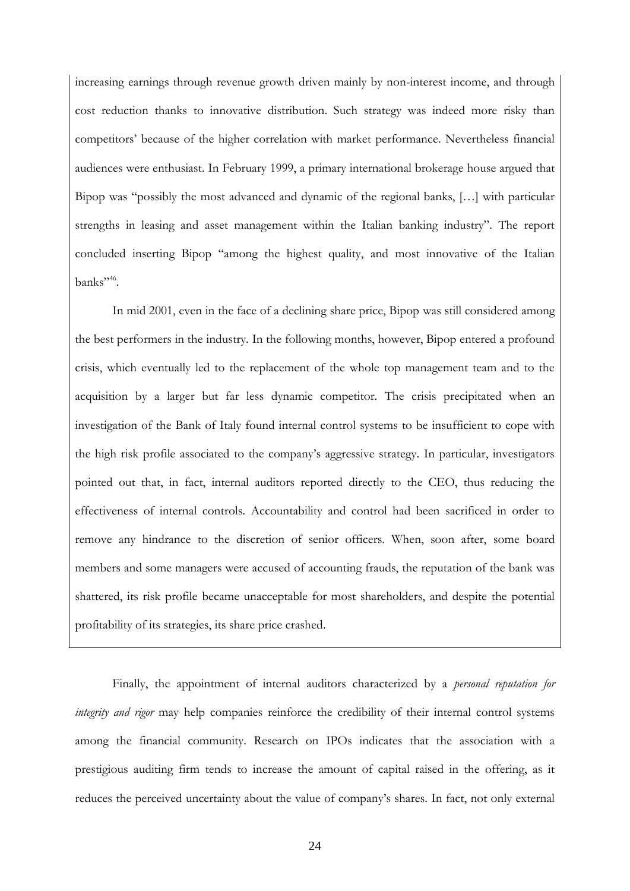increasing earnings through revenue growth driven mainly by non-interest income, and through cost reduction thanks to innovative distribution. Such strategy was indeed more risky than competitors' because of the higher correlation with market performance. Nevertheless financial audiences were enthusiast. In February 1999, a primary international brokerage house argued that Bipop was "possibly the most advanced and dynamic of the regional banks, […] with particular strengths in leasing and asset management within the Italian banking industry". The report concluded inserting Bipop "among the highest quality, and most innovative of the Italian banks"[46].

In mid 2001, even in the face of a declining share price, Bipop was still considered among the best performers in the industry. In the following months, however, Bipop entered a profound crisis, which eventually led to the replacement of the whole top management team and to the acquisition by a larger but far less dynamic competitor. The crisis precipitated when an investigation of the Bank of Italy found internal control systems to be insufficient to cope with the high risk profile associated to the company's aggressive strategy. In particular, investigators pointed out that, in fact, internal auditors reported directly to the CEO, thus reducing the effectiveness of internal controls. Accountability and control had been sacrificed in order to remove any hindrance to the discretion of senior officers. When, soon after, some board members and some managers were accused of accounting frauds, the reputation of the bank was shattered, its risk profile became unacceptable for most shareholders, and despite the potential profitability of its strategies, its share price crashed.

Finally, the appointment of internal auditors characterized by a *personal reputation for integrity and rigor* may help companies reinforce the credibility of their internal control systems among the financial community. Research on IPOs indicates that the association with a prestigious auditing firm tends to increase the amount of capital raised in the offering, as it reduces the perceived uncertainty about the value of company's shares. In fact, not only external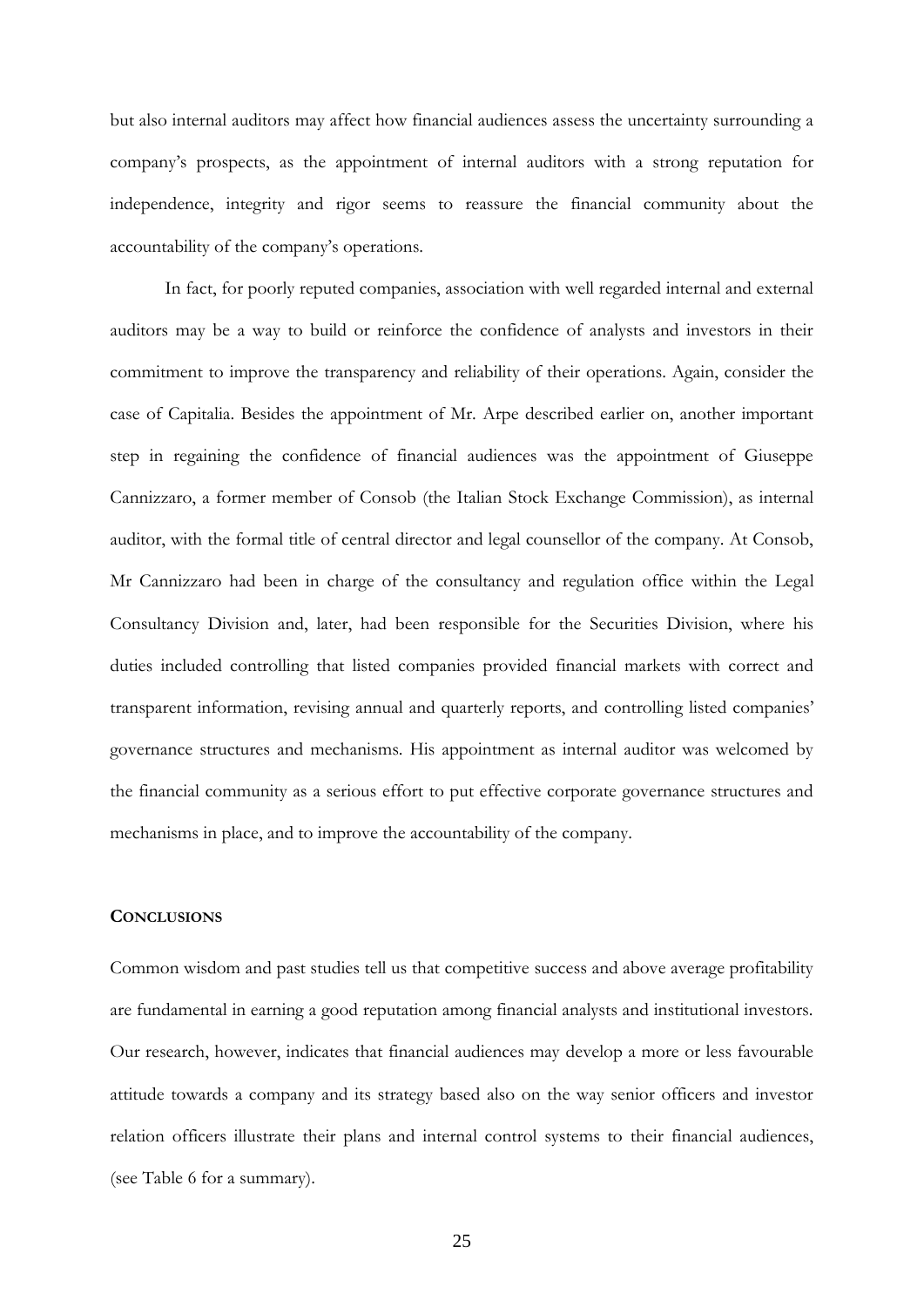but also internal auditors may affect how financial audiences assess the uncertainty surrounding a company's prospects, as the appointment of internal auditors with a strong reputation for independence, integrity and rigor seems to reassure the financial community about the accountability of the company's operations.

In fact, for poorly reputed companies, association with well regarded internal and external auditors may be a way to build or reinforce the confidence of analysts and investors in their commitment to improve the transparency and reliability of their operations. Again, consider the case of Capitalia. Besides the appointment of Mr. Arpe described earlier on, another important step in regaining the confidence of financial audiences was the appointment of Giuseppe Cannizzaro, a former member of Consob (the Italian Stock Exchange Commission), as internal auditor, with the formal title of central director and legal counsellor of the company. At Consob, Mr Cannizzaro had been in charge of the consultancy and regulation office within the Legal Consultancy Division and, later, had been responsible for the Securities Division, where his duties included controlling that listed companies provided financial markets with correct and transparent information, revising annual and quarterly reports, and controlling listed companies' governance structures and mechanisms. His appointment as internal auditor was welcomed by the financial community as a serious effort to put effective corporate governance structures and mechanisms in place, and to improve the accountability of the company.

## CONCLUSIONS

Common wisdom and past studies tell us that competitive success and above average profitability are fundamental in earning a good reputation among financial analysts and institutional investors. Our research, however, indicates that financial audiences may develop a more or less favourable attitude towards a company and its strategy based also on the way senior officers and investor relation officers illustrate their plans and internal control systems to their financial audiences, (see Table 6 for a summary).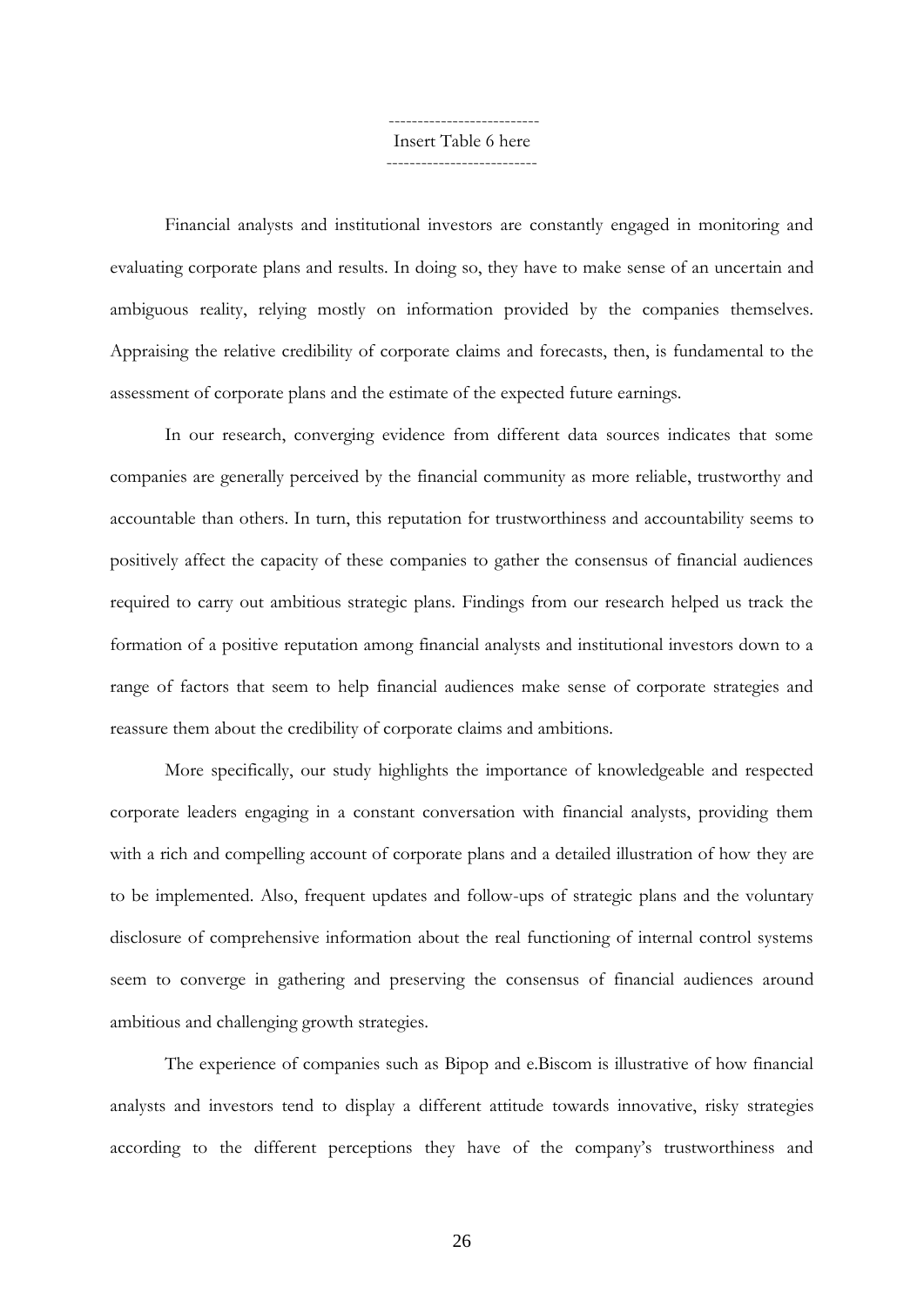-------------------------
Insert Table 6 here
-------------------------

Financial analysts and institutional investors are constantly engaged in monitoring and evaluating corporate plans and results. In doing so, they have to make sense of an uncertain and ambiguous reality, relying mostly on information provided by the companies themselves. Appraising the relative credibility of corporate claims and forecasts, then, is fundamental to the assessment of corporate plans and the estimate of the expected future earnings.

In our research, converging evidence from different data sources indicates that some companies are generally perceived by the financial community as more reliable, trustworthy and accountable than others. In turn, this reputation for trustworthiness and accountability seems to positively affect the capacity of these companies to gather the consensus of financial audiences required to carry out ambitious strategic plans. Findings from our research helped us track the formation of a positive reputation among financial analysts and institutional investors down to a range of factors that seem to help financial audiences make sense of corporate strategies and reassure them about the credibility of corporate claims and ambitions.

More specifically, our study highlights the importance of knowledgeable and respected corporate leaders engaging in a constant conversation with financial analysts, providing them with a rich and compelling account of corporate plans and a detailed illustration of how they are to be implemented. Also, frequent updates and follow-ups of strategic plans and the voluntary disclosure of comprehensive information about the real functioning of internal control systems seem to converge in gathering and preserving the consensus of financial audiences around ambitious and challenging growth strategies.

The experience of companies such as Bipop and e.Biscom is illustrative of how financial analysts and investors tend to display a different attitude towards innovative, risky strategies according to the different perceptions they have of the company's trustworthiness and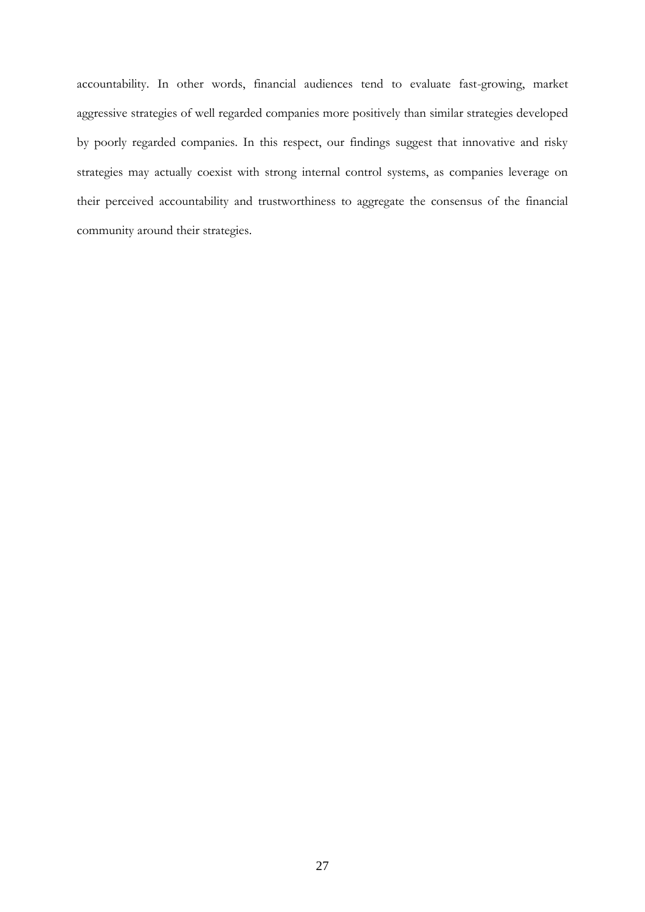accountability. In other words, financial audiences tend to evaluate fast-growing, market aggressive strategies of well regarded companies more positively than similar strategies developed by poorly regarded companies. In this respect, our findings suggest that innovative and risky strategies may actually coexist with strong internal control systems, as companies leverage on their perceived accountability and trustworthiness to aggregate the consensus of the financial community around their strategies.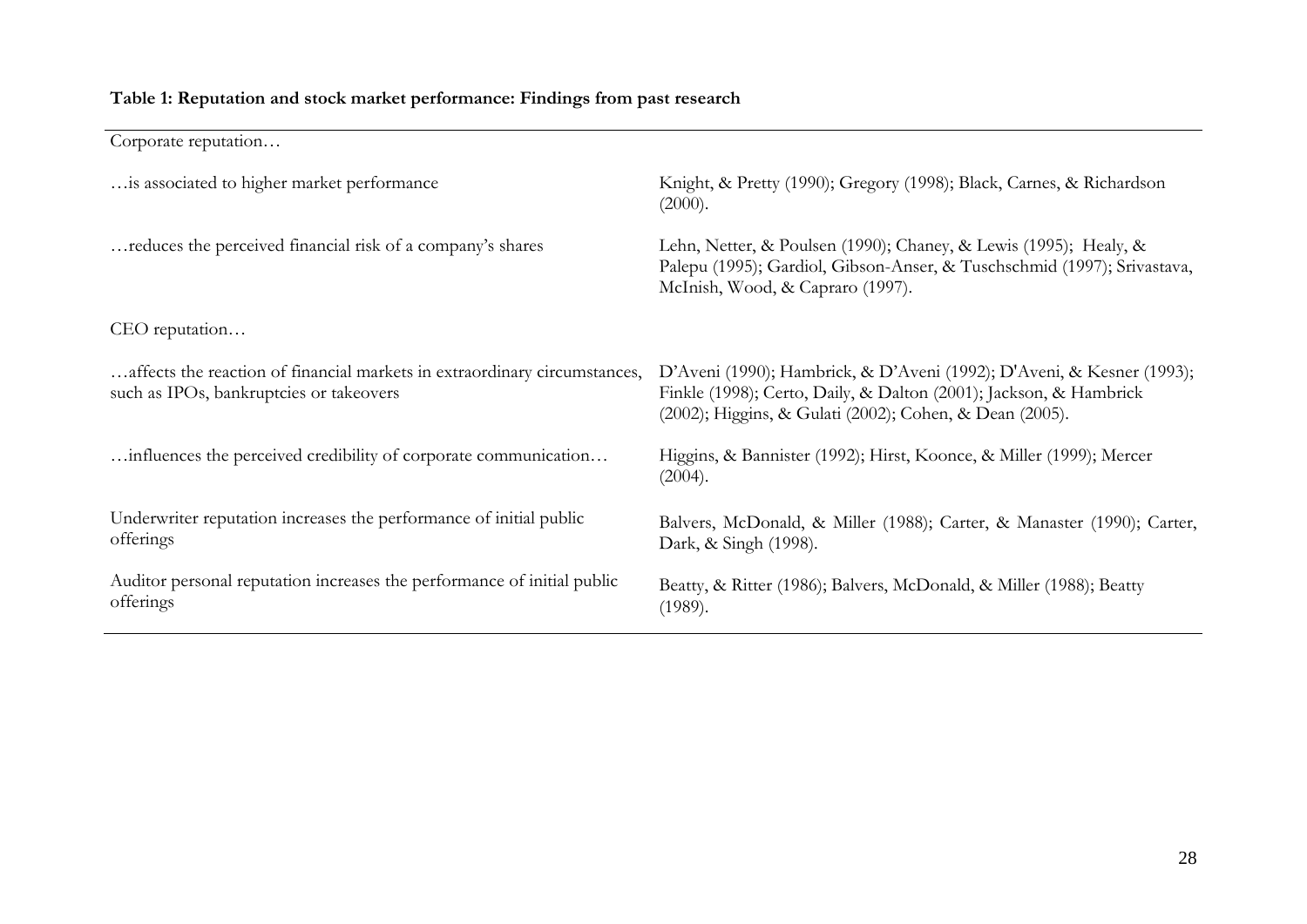**Table 1: Reputation and stock market performance: Findings from past research**

| Corporate reputation… | |
|---|---|
| …is associated to higher market performance | Knight, & Pretty (1990); Gregory (1998); Black, Carnes, & Richardson (2000). |
| …reduces the perceived financial risk of a company's shares | Lehn, Netter, & Poulsen (1990); Chaney, & Lewis (1995); Healy, & Palepu (1995); Gardiol, Gibson-Anser, & Tuschschmid (1997); Srivastava, McInish, Wood, & Capraro (1997). |
| CEO reputation… | |
| …affects the reaction of financial markets in extraordinary circumstances, such as IPOs, bankruptcies or takeovers | D'Aveni (1990); Hambrick, & D'Aveni (1992); D'Aveni, & Kesner (1993); Finkle (1998); Certo, Daily, & Dalton (2001); Jackson, & Hambrick (2002); Higgins, & Gulati (2002); Cohen, & Dean (2005). |
| …influences the perceived credibility of corporate communication… | Higgins, & Bannister (1992); Hirst, Koonce, & Miller (1999); Mercer (2004). |
| Underwriter reputation increases the performance of initial public offerings | Balvers, McDonald, & Miller (1988); Carter, & Manaster (1990); Carter, Dark, & Singh (1998). |
| Auditor personal reputation increases the performance of initial public offerings | Beatty, & Ritter (1986); Balvers, McDonald, & Miller (1988); Beatty (1989). |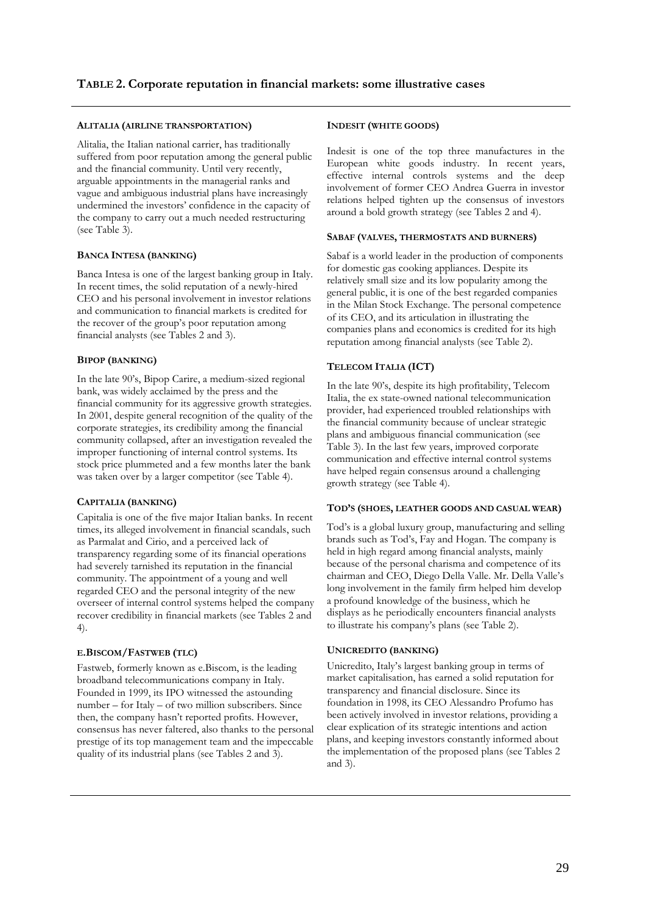## TABLE 2. Corporate reputation in financial markets: some illustrative cases

**ALITALIA (AIRLINE TRANSPORTATION)**

Alitalia, the Italian national carrier, has traditionally suffered from poor reputation among the general public and the financial community. Until very recently, arguable appointments in the managerial ranks and vague and ambiguous industrial plans have increasingly undermined the investors' confidence in the capacity of the company to carry out a much needed restructuring (see Table 3).

**BANCA INTESA (BANKING)**

Banca Intesa is one of the largest banking group in Italy. In recent times, the solid reputation of a newly-hired CEO and his personal involvement in investor relations and communication to financial markets is credited for the recover of the group's poor reputation among financial analysts (see Tables 2 and 3).

**BIPOP (BANKING)**

In the late 90's, Bipop Carire, a medium-sized regional bank, was widely acclaimed by the press and the financial community for its aggressive growth strategies. In 2001, despite general recognition of the quality of the corporate strategies, its credibility among the financial community collapsed, after an investigation revealed the improper functioning of internal control systems. Its stock price plummeted and a few months later the bank was taken over by a larger competitor (see Table 4).

**CAPITALIA (BANKING)**

Capitalia is one of the five major Italian banks. In recent times, its alleged involvement in financial scandals, such as Parmalat and Cirio, and a perceived lack of transparency regarding some of its financial operations had severely tarnished its reputation in the financial community. The appointment of a young and well regarded CEO and the personal integrity of the new overseer of internal control systems helped the company recover credibility in financial markets (see Tables 2 and 4).

**E.BISCOM/FASTWEB (TLC)**

Fastweb, formerly known as e.Biscom, is the leading broadband telecommunications company in Italy. Founded in 1999, its IPO witnessed the astounding number – for Italy – of two million subscribers. Since then, the company hasn't reported profits. However, consensus has never faltered, also thanks to the personal prestige of its top management team and the impeccable quality of its industrial plans (see Tables 2 and 3).

**INDESIT (WHITE GOODS)**

Indesit is one of the top three manufactures in the European white goods industry. In recent years, effective internal controls systems and the deep involvement of former CEO Andrea Guerra in investor relations helped tighten up the consensus of investors around a bold growth strategy (see Tables 2 and 4).

**SABAF (VALVES, THERMOSTATS AND BURNERS)**

Sabaf is a world leader in the production of components for domestic gas cooking appliances. Despite its relatively small size and its low popularity among the general public, it is one of the best regarded companies in the Milan Stock Exchange. The personal competence of its CEO, and its articulation in illustrating the companies plans and economics is credited for its high reputation among financial analysts (see Table 2).

**TELECOM ITALIA (ICT)**

In the late 90's, despite its high profitability, Telecom Italia, the ex state-owned national telecommunication provider, had experienced troubled relationships with the financial community because of unclear strategic plans and ambiguous financial communication (see Table 3). In the last few years, improved corporate communication and effective internal control systems have helped regain consensus around a challenging growth strategy (see Table 4).

**TOD'S (SHOES, LEATHER GOODS AND CASUAL WEAR)**

Tod's is a global luxury group, manufacturing and selling brands such as Tod's, Fay and Hogan. The company is held in high regard among financial analysts, mainly because of the personal charisma and competence of its chairman and CEO, Diego Della Valle. Mr. Della Valle's long involvement in the family firm helped him develop a profound knowledge of the business, which he displays as he periodically encounters financial analysts to illustrate his company's plans (see Table 2).

**UNICREDITO (BANKING)**

Unicredito, Italy's largest banking group in terms of market capitalisation, has earned a solid reputation for transparency and financial disclosure. Since its foundation in 1998, its CEO Alessandro Profumo has been actively involved in investor relations, providing a clear explication of its strategic intentions and action plans, and keeping investors constantly informed about the implementation of the proposed plans (see Tables 2 and 3).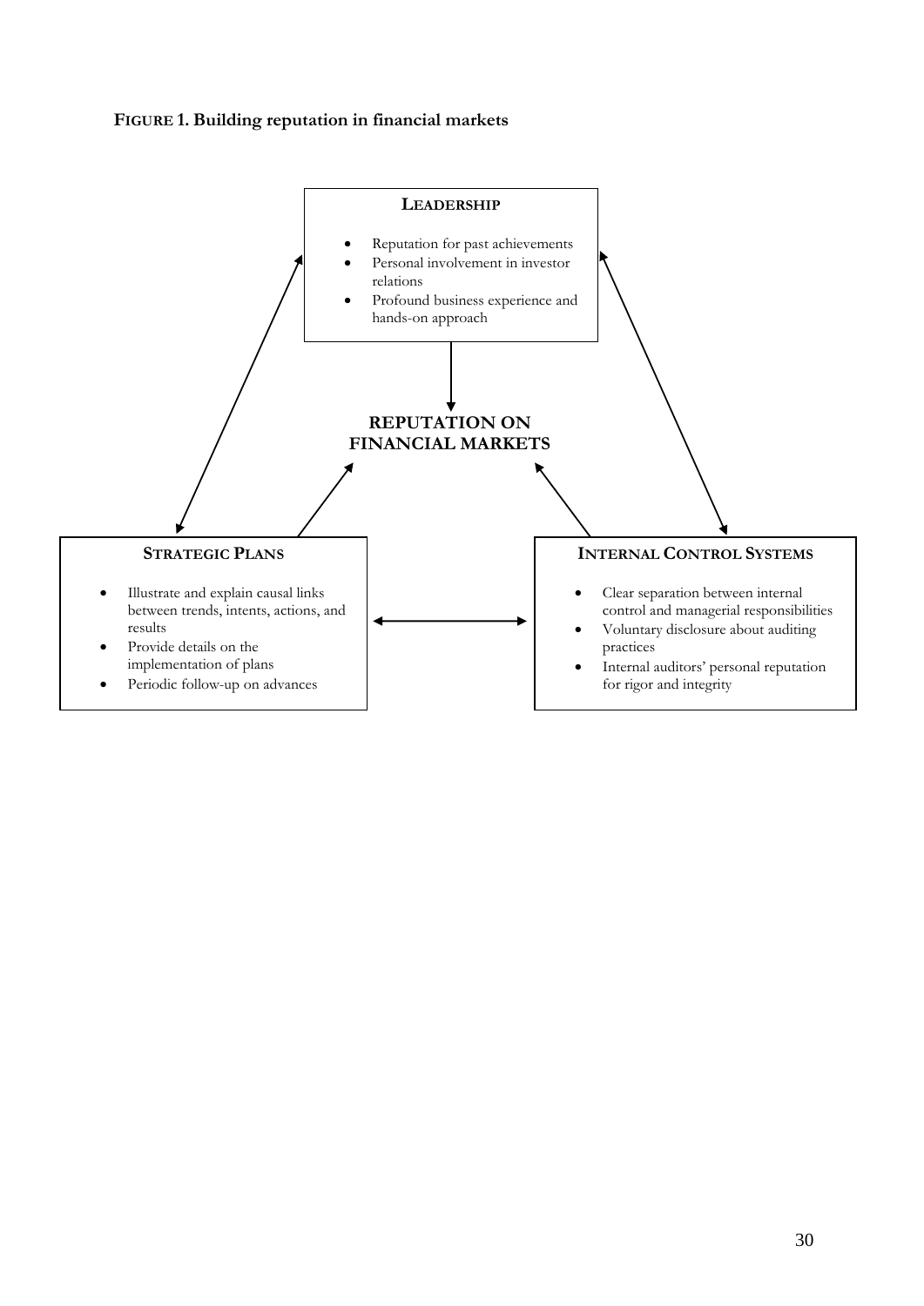**FIGURE 1. Building reputation in financial markets**

**LEADERSHIP**

- Reputation for past achievements
- Personal involvement in investor relations
- Profound business experience and hands-on approach

**REPUTATION ON FINANCIAL MARKETS**

**STRATEGIC PLANS**

- Illustrate and explain causal links between trends, intents, actions, and results
- Provide details on the implementation of plans
- Periodic follow-up on advances

**INTERNAL CONTROL SYSTEMS**

- Clear separation between internal control and managerial responsibilities
- Voluntary disclosure about auditing practices
- Internal auditors' personal reputation for rigor and integrity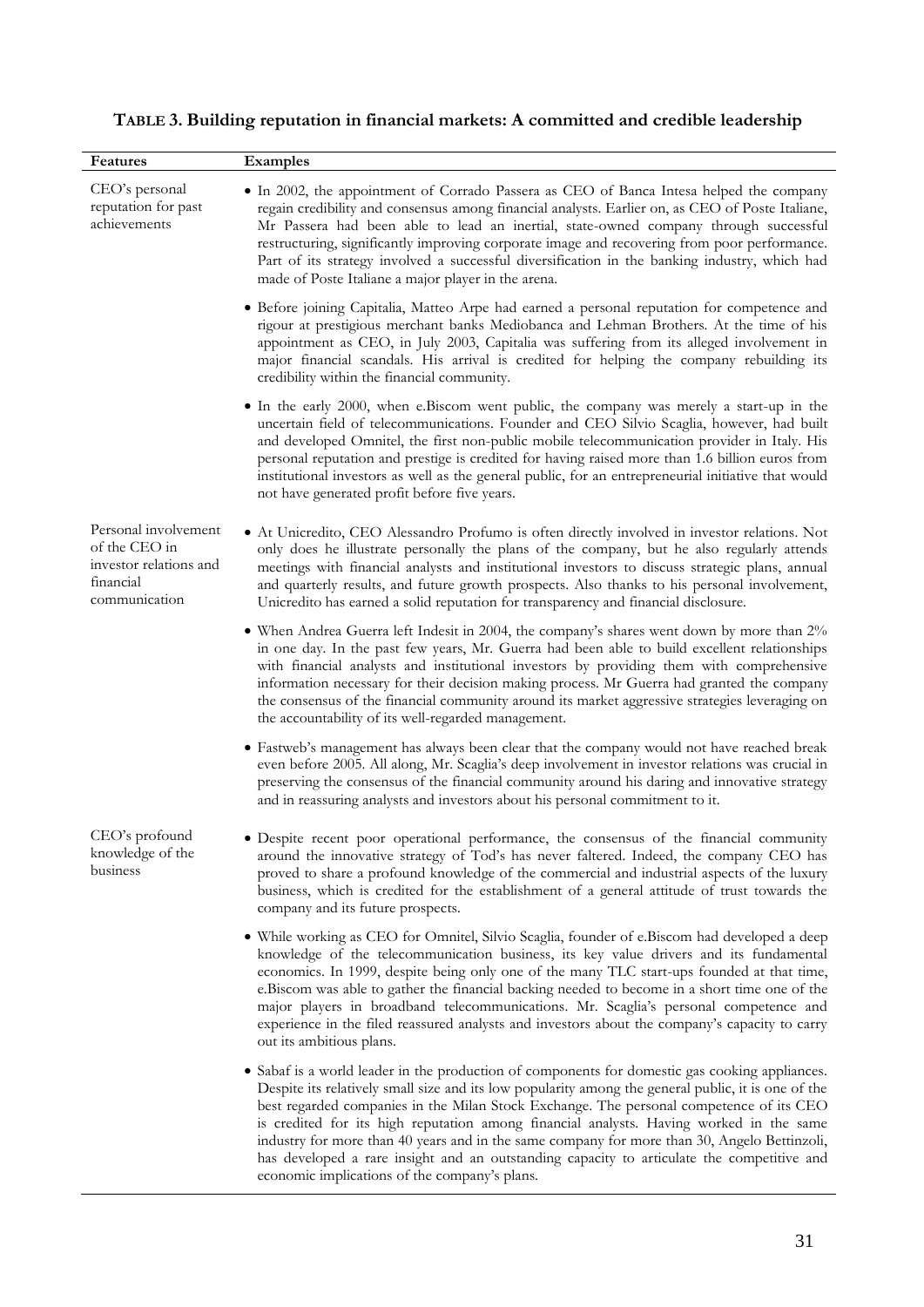**TABLE 3. Building reputation in financial markets: A committed and credible leadership**

| Features | Examples |
|---|---|
| CEO's personal reputation for past achievements | • In 2002, the appointment of Corrado Passera as CEO of Banca Intesa helped the company regain credibility and consensus among financial analysts. Earlier on, as CEO of Poste Italiane, Mr Passera had been able to lead an inertial, state-owned company through successful restructuring, significantly improving corporate image and recovering from poor performance. Part of its strategy involved a successful diversification in the banking industry, which had made of Poste Italiane a major player in the arena. |
| | • Before joining Capitalia, Matteo Arpe had earned a personal reputation for competence and rigour at prestigious merchant banks Mediobanca and Lehman Brothers. At the time of his appointment as CEO, in July 2003, Capitalia was suffering from its alleged involvement in major financial scandals. His arrival is credited for helping the company rebuilding its credibility within the financial community. |
| | • In the early 2000, when e.Biscom went public, the company was merely a start-up in the uncertain field of telecommunications. Founder and CEO Silvio Scaglia, however, had built and developed Omnitel, the first non-public mobile telecommunication provider in Italy. His personal reputation and prestige is credited for having raised more than 1.6 billion euros from institutional investors as well as the general public, for an entrepreneurial initiative that would not have generated profit before five years. |
| Personal involvement of the CEO in investor relations and financial communication | • At Unicredito, CEO Alessandro Profumo is often directly involved in investor relations. Not only does he illustrate personally the plans of the company, but he also regularly attends meetings with financial analysts and institutional investors to discuss strategic plans, annual and quarterly results, and future growth prospects. Also thanks to his personal involvement, Unicredito has earned a solid reputation for transparency and financial disclosure. |
| | • When Andrea Guerra left Indesit in 2004, the company's shares went down by more than 2% in one day. In the past few years, Mr. Guerra had been able to build excellent relationships with financial analysts and institutional investors by providing them with comprehensive information necessary for their decision making process. Mr Guerra had granted the company the consensus of the financial community around its market aggressive strategies leveraging on the accountability of its well-regarded management. |
| | • Fastweb's management has always been clear that the company would not have reached break even before 2005. All along, Mr. Scaglia's deep involvement in investor relations was crucial in preserving the consensus of the financial community around his daring and innovative strategy and in reassuring analysts and investors about his personal commitment to it. |
| CEO's profound knowledge of the business | • Despite recent poor operational performance, the consensus of the financial community around the innovative strategy of Tod's has never faltered. Indeed, the company CEO has proved to share a profound knowledge of the commercial and industrial aspects of the luxury business, which is credited for the establishment of a general attitude of trust towards the company and its future prospects. |
| | • While working as CEO for Omnitel, Silvio Scaglia, founder of e.Biscom had developed a deep knowledge of the telecommunication business, its key value drivers and its fundamental economics. In 1999, despite being only one of the many TLC start-ups founded at that time, e.Biscom was able to gather the financial backing needed to become in a short time one of the major players in broadband telecommunications. Mr. Scaglia's personal competence and experience in the filed reassured analysts and investors about the company's capacity to carry out its ambitious plans. |
| | • Sabaf is a world leader in the production of components for domestic gas cooking appliances. Despite its relatively small size and its low popularity among the general public, it is one of the best regarded companies in the Milan Stock Exchange. The personal competence of its CEO is credited for its high reputation among financial analysts. Having worked in the same industry for more than 40 years and in the same company for more than 30, Angelo Bettinzoli, has developed a rare insight and an outstanding capacity to articulate the competitive and economic implications of the company's plans. |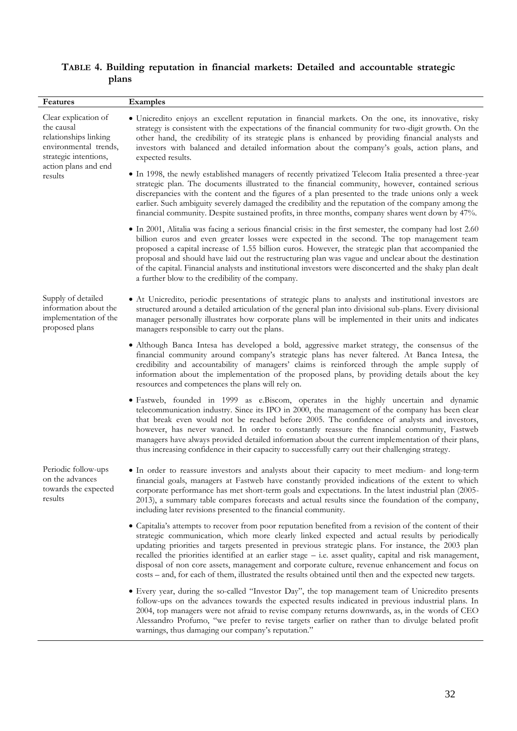**TABLE 4. Building reputation in financial markets: Detailed and accountable strategic plans**

| Features | Examples |
|---|---|
| Clear explication of the causal relationships linking environmental trends, strategic intentions, action plans and end results | • Unicredito enjoys an excellent reputation in financial markets. On the one, its innovative, risky strategy is consistent with the expectations of the financial community for two-digit growth. On the other hand, the credibility of its strategic plans is enhanced by providing financial analysts and investors with balanced and detailed information about the company's goals, action plans, and expected results. |
| | • In 1998, the newly established managers of recently privatized Telecom Italia presented a three-year strategic plan. The documents illustrated to the financial community, however, contained serious discrepancies with the content and the figures of a plan presented to the trade unions only a week earlier. Such ambiguity severely damaged the credibility and the reputation of the company among the financial community. Despite sustained profits, in three months, company shares went down by 47%. |
| | • In 2001, Alitalia was facing a serious financial crisis: in the first semester, the company had lost 2.60 billion euros and even greater losses were expected in the second. The top management team proposed a capital increase of 1.55 billion euros. However, the strategic plan that accompanied the proposal and should have laid out the restructuring plan was vague and unclear about the destination of the capital. Financial analysts and institutional investors were disconcerted and the shaky plan dealt a further blow to the credibility of the company. |
| Supply of detailed information about the implementation of the proposed plans | • At Unicredito, periodic presentations of strategic plans to analysts and institutional investors are structured around a detailed articulation of the general plan into divisional sub-plans. Every divisional manager personally illustrates how corporate plans will be implemented in their units and indicates managers responsible to carry out the plans. |
| | • Although Banca Intesa has developed a bold, aggressive market strategy, the consensus of the financial community around company's strategic plans has never faltered. At Banca Intesa, the credibility and accountability of managers' claims is reinforced through the ample supply of information about the implementation of the proposed plans, by providing details about the key resources and competences the plans will rely on. |
| | • Fastweb, founded in 1999 as e.Biscom, operates in the highly uncertain and dynamic telecommunication industry. Since its IPO in 2000, the management of the company has been clear that break even would not be reached before 2005. The confidence of analysts and investors, however, has never waned. In order to constantly reassure the financial community, Fastweb managers have always provided detailed information about the current implementation of their plans, thus increasing confidence in their capacity to successfully carry out their challenging strategy. |
| Periodic follow-ups on the advances towards the expected results | • In order to reassure investors and analysts about their capacity to meet medium- and long-term financial goals, managers at Fastweb have constantly provided indications of the extent to which corporate performance has met short-term goals and expectations. In the latest industrial plan (2005-2013), a summary table compares forecasts and actual results since the foundation of the company, including later revisions presented to the financial community. |
| | • Capitalia's attempts to recover from poor reputation benefited from a revision of the content of their strategic communication, which more clearly linked expected and actual results by periodically updating priorities and targets presented in previous strategic plans. For instance, the 2003 plan recalled the priorities identified at an earlier stage – i.e. asset quality, capital and risk management, disposal of non core assets, management and corporate culture, revenue enhancement and focus on costs – and, for each of them, illustrated the results obtained until then and the expected new targets. |
| | • Every year, during the so-called "Investor Day", the top management team of Unicredito presents follow-ups on the advances towards the expected results indicated in previous industrial plans. In 2004, top managers were not afraid to revise company returns downwards, as, in the words of CEO Alessandro Profumo, "we prefer to revise targets earlier on rather than to divulge belated profit warnings, thus damaging our company's reputation." |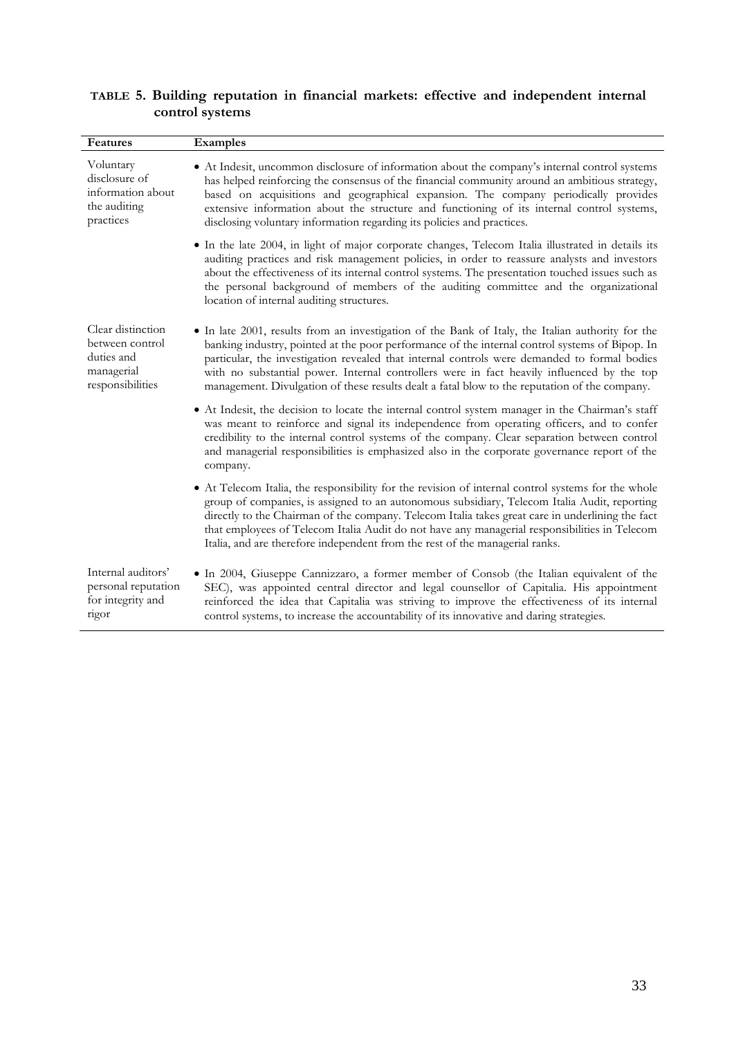**TABLE 5. Building reputation in financial markets: effective and independent internal control systems**

| Features | Examples |
|---|---|
| Voluntary disclosure of information about the auditing practices | • At Indesit, uncommon disclosure of information about the company's internal control systems has helped reinforcing the consensus of the financial community around an ambitious strategy, based on acquisitions and geographical expansion. The company periodically provides extensive information about the structure and functioning of its internal control systems, disclosing voluntary information regarding its policies and practices. |
| | • In the late 2004, in light of major corporate changes, Telecom Italia illustrated in details its auditing practices and risk management policies, in order to reassure analysts and investors about the effectiveness of its internal control systems. The presentation touched issues such as the personal background of members of the auditing committee and the organizational location of internal auditing structures. |
| Clear distinction between control duties and managerial responsibilities | • In late 2001, results from an investigation of the Bank of Italy, the Italian authority for the banking industry, pointed at the poor performance of the internal control systems of Bipop. In particular, the investigation revealed that internal controls were demanded to formal bodies with no substantial power. Internal controllers were in fact heavily influenced by the top management. Divulgation of these results dealt a fatal blow to the reputation of the company. |
| | • At Indesit, the decision to locate the internal control system manager in the Chairman's staff was meant to reinforce and signal its independence from operating officers, and to confer credibility to the internal control systems of the company. Clear separation between control and managerial responsibilities is emphasized also in the corporate governance report of the company. |
| | • At Telecom Italia, the responsibility for the revision of internal control systems for the whole group of companies, is assigned to an autonomous subsidiary, Telecom Italia Audit, reporting directly to the Chairman of the company. Telecom Italia takes great care in underlining the fact that employees of Telecom Italia Audit do not have any managerial responsibilities in Telecom Italia, and are therefore independent from the rest of the managerial ranks. |
| Internal auditors' personal reputation for integrity and rigor | • In 2004, Giuseppe Cannizzaro, a former member of Consob (the Italian equivalent of the SEC), was appointed central director and legal counsellor of Capitalia. His appointment reinforced the idea that Capitalia was striving to improve the effectiveness of its internal control systems, to increase the accountability of its innovative and daring strategies. |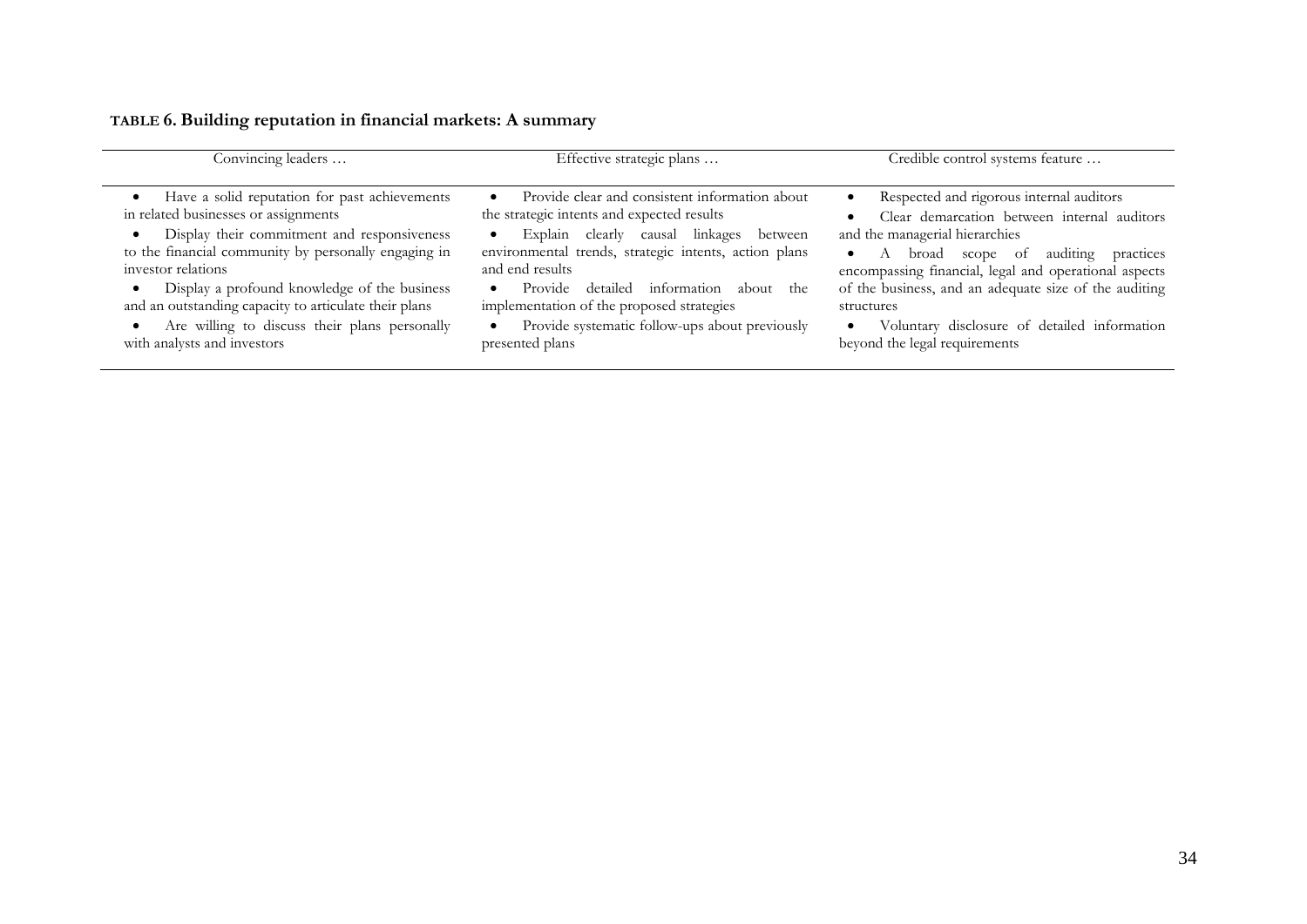**TABLE 6. Building reputation in financial markets: A summary**

| Convincing leaders … | Effective strategic plans … | Credible control systems feature … |
| --- | --- | --- |
| • Have a solid reputation for past achievements in related businesses or assignments<br>• Display their commitment and responsiveness to the financial community by personally engaging in investor relations<br>• Display a profound knowledge of the business and an outstanding capacity to articulate their plans<br>• Are willing to discuss their plans personally with analysts and investors | • Provide clear and consistent information about the strategic intents and expected results<br>• Explain clearly causal linkages between environmental trends, strategic intents, action plans and end results<br>• Provide detailed information about the implementation of the proposed strategies<br>• Provide systematic follow-ups about previously presented plans | • Respected and rigorous internal auditors<br>• Clear demarcation between internal auditors and the managerial hierarchies<br>• A broad scope of auditing practices encompassing financial, legal and operational aspects of the business, and an adequate size of the auditing structures<br>• Voluntary disclosure of detailed information beyond the legal requirements |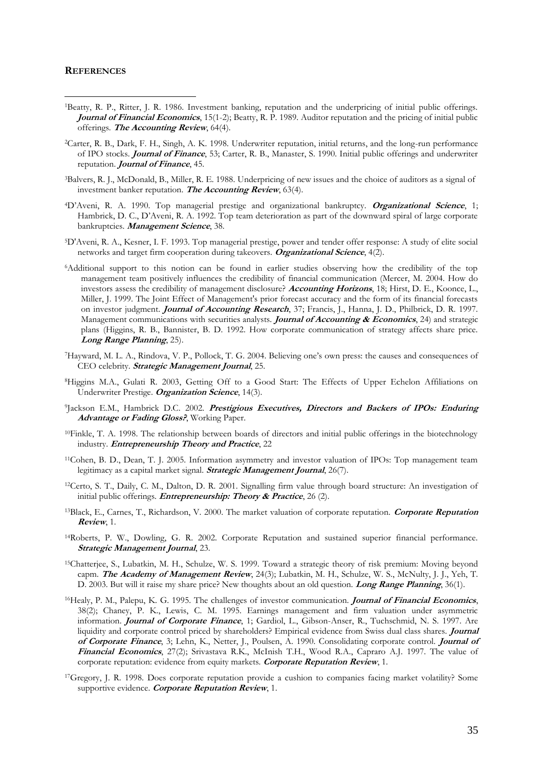**REFERENCES**

[1]Beatty, R. P., Ritter, J. R. 1986. Investment banking, reputation and the underpricing of initial public offerings. ***Journal of Financial Economics***, 15(1-2); Beatty, R. P. 1989. Auditor reputation and the pricing of initial public offerings. ***The Accounting Review***, 64(4).

[2]Carter, R. B., Dark, F. H., Singh, A. K. 1998. Underwriter reputation, initial returns, and the long-run performance of IPO stocks. ***Journal of Finance***, 53; Carter, R. B., Manaster, S. 1990. Initial public offerings and underwriter reputation. ***Journal of Finance***, 45.

[3]Balvers, R. J., McDonald, B., Miller, R. E. 1988. Underpricing of new issues and the choice of auditors as a signal of investment banker reputation. ***The Accounting Review***, 63(4).

[4]D'Aveni, R. A. 1990. Top managerial prestige and organizational bankruptcy. ***Organizational Science***, 1; Hambrick, D. C., D'Aveni, R. A. 1992. Top team deterioration as part of the downward spiral of large corporate bankruptcies. ***Management Science***, 38.

[5]D'Aveni, R. A., Kesner, I. F. 1993. Top managerial prestige, power and tender offer response: A study of elite social networks and target firm cooperation during takeovers. ***Organizational Science***, 4(2).

[6]Additional support to this notion can be found in earlier studies observing how the credibility of the top management team positively influences the credibility of financial communication (Mercer, M. 2004. How do investors assess the credibility of management disclosure? ***Accounting Horizons***, 18; Hirst, D. E., Koonce, L., Miller, J. 1999. The Joint Effect of Management's prior forecast accuracy and the form of its financial forecasts on investor judgment. ***Journal of Accounting Research***, 37; Francis, J., Hanna, J. D., Philbrick, D. R. 1997. Management communications with securities analysts. ***Journal of Accounting & Economics***, 24) and strategic plans (Higgins, R. B., Bannister, B. D. 1992. How corporate communication of strategy affects share price. ***Long Range Planning***, 25).

[7]Hayward, M. L. A., Rindova, V. P., Pollock, T. G. 2004. Believing one's own press: the causes and consequences of CEO celebrity. ***Strategic Management Journal***, 25.

[8]Higgins M.A., Gulati R. 2003, Getting Off to a Good Start: The Effects of Upper Echelon Affiliations on Underwriter Prestige. ***Organization Science***, 14(3).

[9]Jackson E.M., Hambrick D.C. 2002. ***Prestigious Executives, Directors and Backers of IPOs: Enduring Advantage or Fading Gloss?***, Working Paper.

[10]Finkle, T. A. 1998. The relationship between boards of directors and initial public offerings in the biotechnology industry. ***Entrepreneurship Theory and Practice***, 22

[11]Cohen, B. D., Dean, T. J. 2005. Information asymmetry and investor valuation of IPOs: Top management team legitimacy as a capital market signal. ***Strategic Management Journal***, 26(7).

[12]Certo, S. T., Daily, C. M., Dalton, D. R. 2001. Signalling firm value through board structure: An investigation of initial public offerings. ***Entrepreneurship: Theory & Practice***, 26 (2).

[13]Black, E., Carnes, T., Richardson, V. 2000. The market valuation of corporate reputation. ***Corporate Reputation Review***, 1.

[14]Roberts, P. W., Dowling, G. R. 2002. Corporate Reputation and sustained superior financial performance. ***Strategic Management Journal***, 23.

[15]Chatterjee, S., Lubatkin, M. H., Schulze, W. S. 1999. Toward a strategic theory of risk premium: Moving beyond capm. ***The Academy of Management Review***, 24(3); Lubatkin, M. H., Schulze, W. S., McNulty, J. J., Yeh, T. D. 2003. But will it raise my share price? New thoughts about an old question. ***Long Range Planning***, 36(1).

[16]Healy, P. M., Palepu, K. G. 1995. The challenges of investor communication. ***Journal of Financial Economics***, 38(2); Chaney, P. K., Lewis, C. M. 1995. Earnings management and firm valuation under asymmetric information. ***Journal of Corporate Finance***, 1; Gardiol, L., Gibson-Anser, R., Tuchschmid, N. S. 1997. Are liquidity and corporate control priced by shareholders? Empirical evidence from Swiss dual class shares. ***Journal of Corporate Finance***, 3; Lehn, K., Netter, J., Poulsen, A. 1990. Consolidating corporate control. ***Journal of Financial Economics***, 27(2); Srivastava R.K., McInish T.H., Wood R.A., Capraro A.J. 1997. The value of corporate reputation: evidence from equity markets. ***Corporate Reputation Review***, 1.

[17]Gregory, J. R. 1998. Does corporate reputation provide a cushion to companies facing market volatility? Some supportive evidence. ***Corporate Reputation Review***, 1.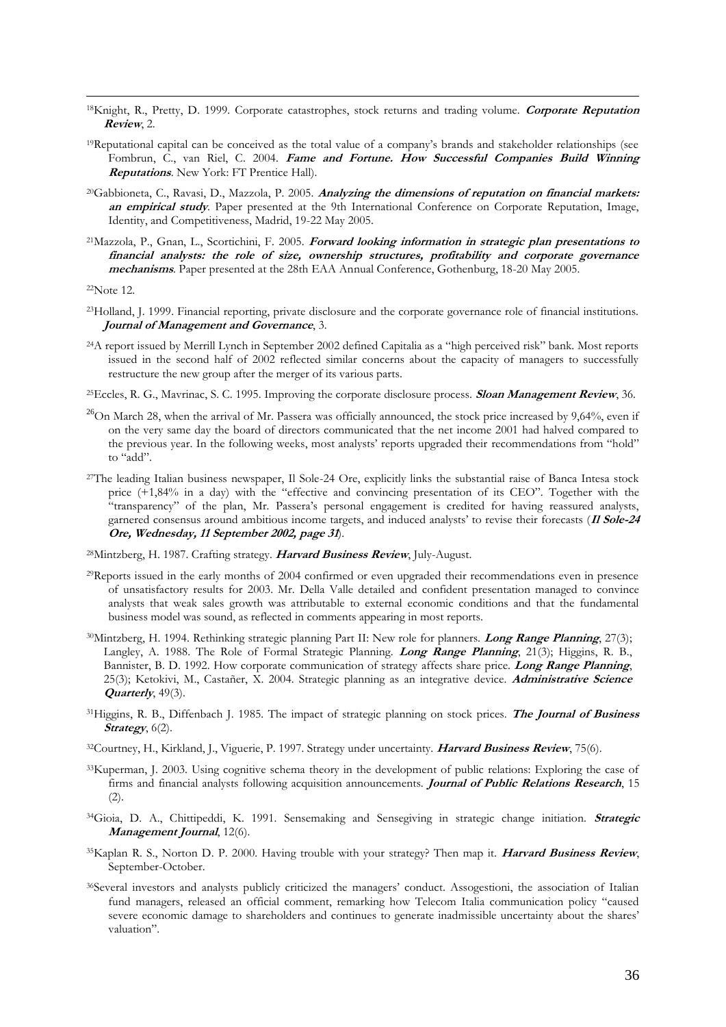[18]Knight, R., Pretty, D. 1999. Corporate catastrophes, stock returns and trading volume. ***Corporate Reputation Review***, 2.

[19]Reputational capital can be conceived as the total value of a company's brands and stakeholder relationships (see Fombrun, C., van Riel, C. 2004. ***Fame and Fortune. How Successful Companies Build Winning Reputations***. New York: FT Prentice Hall).

[20]Gabbioneta, C., Ravasi, D., Mazzola, P. 2005. ***Analyzing the dimensions of reputation on financial markets: an empirical study***. Paper presented at the 9th International Conference on Corporate Reputation, Image, Identity, and Competitiveness, Madrid, 19-22 May 2005.

[21]Mazzola, P., Gnan, L., Scortichini, F. 2005. ***Forward looking information in strategic plan presentations to financial analysts: the role of size, ownership structures, profitability and corporate governance mechanisms***. Paper presented at the 28th EAA Annual Conference, Gothenburg, 18-20 May 2005.

[22]Note 12.

[23]Holland, J. 1999. Financial reporting, private disclosure and the corporate governance role of financial institutions. ***Journal of Management and Governance***, 3.

[24]A report issued by Merrill Lynch in September 2002 defined Capitalia as a "high perceived risk" bank. Most reports issued in the second half of 2002 reflected similar concerns about the capacity of managers to successfully restructure the new group after the merger of its various parts.

[25]Eccles, R. G., Mavrinac, S. C. 1995. Improving the corporate disclosure process. ***Sloan Management Review***, 36.

[26]On March 28, when the arrival of Mr. Passera was officially announced, the stock price increased by 9,64%, even if on the very same day the board of directors communicated that the net income 2001 had halved compared to the previous year. In the following weeks, most analysts' reports upgraded their recommendations from "hold" to "add".

[27]The leading Italian business newspaper, Il Sole-24 Ore, explicitly links the substantial raise of Banca Intesa stock price (+1,84% in a day) with the "effective and convincing presentation of its CEO". Together with the "transparency" of the plan, Mr. Passera's personal engagement is credited for having reassured analysts, garnered consensus around ambitious income targets, and induced analysts' to revise their forecasts (***Il Sole-24 Ore, Wednesday, 11 September 2002, page 31***).

[28]Mintzberg, H. 1987. Crafting strategy. ***Harvard Business Review***, July-August.

[29]Reports issued in the early months of 2004 confirmed or even upgraded their recommendations even in presence of unsatisfactory results for 2003. Mr. Della Valle detailed and confident presentation managed to convince analysts that weak sales growth was attributable to external economic conditions and that the fundamental business model was sound, as reflected in comments appearing in most reports.

[30]Mintzberg, H. 1994. Rethinking strategic planning Part II: New role for planners. ***Long Range Planning***, 27(3); Langley, A. 1988. The Role of Formal Strategic Planning. ***Long Range Planning***, 21(3); Higgins, R. B., Bannister, B. D. 1992. How corporate communication of strategy affects share price. ***Long Range Planning***, 25(3); Ketokivi, M., Castañer, X. 2004. Strategic planning as an integrative device. ***Administrative Science Quarterly***, 49(3).

[31]Higgins, R. B., Diffenbach J. 1985. The impact of strategic planning on stock prices. ***The Journal of Business Strategy***, 6(2).

[32]Courtney, H., Kirkland, J., Viguerie, P. 1997. Strategy under uncertainty. ***Harvard Business Review***, 75(6).

[33]Kuperman, J. 2003. Using cognitive schema theory in the development of public relations: Exploring the case of firms and financial analysts following acquisition announcements. ***Journal of Public Relations Research***, 15 (2).

[34]Gioia, D. A., Chittipeddi, K. 1991. Sensemaking and Sensegiving in strategic change initiation. ***Strategic Management Journal***, 12(6).

[35]Kaplan R. S., Norton D. P. 2000. Having trouble with your strategy? Then map it. ***Harvard Business Review***, September-October.

[36]Several investors and analysts publicly criticized the managers' conduct. Assogestioni, the association of Italian fund managers, released an official comment, remarking how Telecom Italia communication policy "caused severe economic damage to shareholders and continues to generate inadmissible uncertainty about the shares' valuation".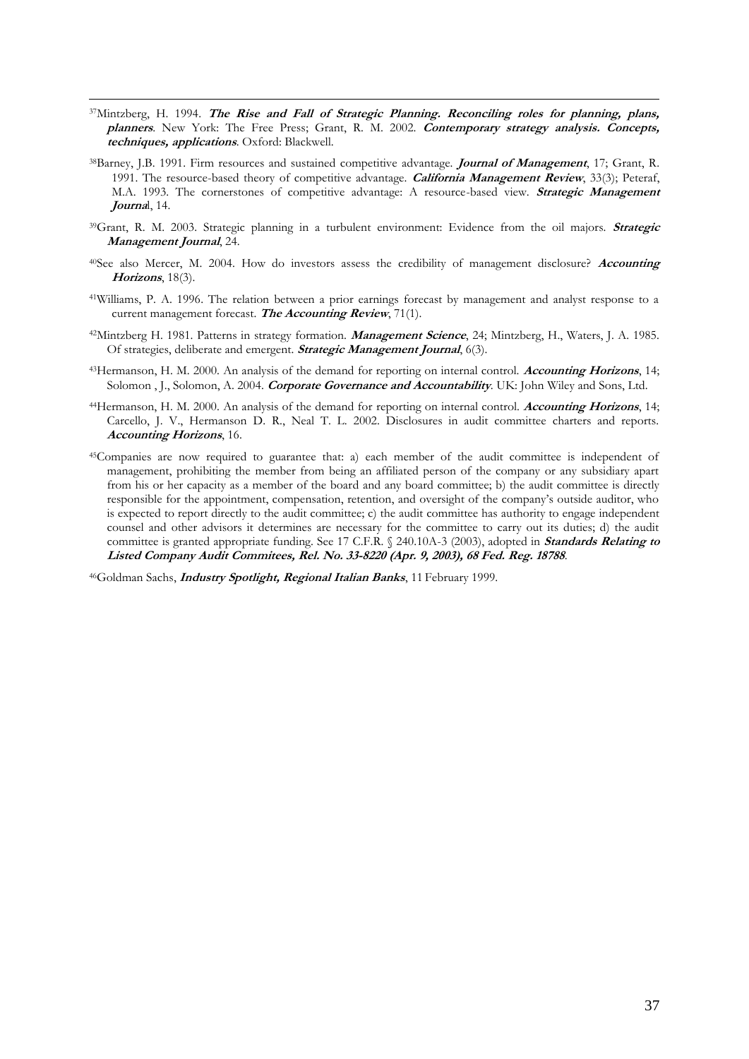[37]Mintzberg, H. 1994. ***The Rise and Fall of Strategic Planning. Reconciling roles for planning, plans, planners***. New York: The Free Press; Grant, R. M. 2002. ***Contemporary strategy analysis. Concepts, techniques, applications***. Oxford: Blackwell.

[38]Barney, J.B. 1991. Firm resources and sustained competitive advantage. ***Journal of Management***, 17; Grant, R. 1991. The resource-based theory of competitive advantage. ***California Management Review***, 33(3); Peteraf, M.A. 1993. The cornerstones of competitive advantage: A resource-based view. ***Strategic Management Journa***l, 14.

[39]Grant, R. M. 2003. Strategic planning in a turbulent environment: Evidence from the oil majors. ***Strategic Management Journal***, 24.

[40]See also Mercer, M. 2004. How do investors assess the credibility of management disclosure? ***Accounting Horizons***, 18(3).

[41]Williams, P. A. 1996. The relation between a prior earnings forecast by management and analyst response to a current management forecast. ***The Accounting Review***, 71(1).

[42]Mintzberg H. 1981. Patterns in strategy formation. ***Management Science***, 24; Mintzberg, H., Waters, J. A. 1985. Of strategies, deliberate and emergent. ***Strategic Management Journal***, 6(3).

[43]Hermanson, H. M. 2000. An analysis of the demand for reporting on internal control. ***Accounting Horizons***, 14; Solomon , J., Solomon, A. 2004. ***Corporate Governance and Accountability***. UK: John Wiley and Sons, Ltd.

[44]Hermanson, H. M. 2000. An analysis of the demand for reporting on internal control. ***Accounting Horizons***, 14; Carcello, J. V., Hermanson D. R., Neal T. L. 2002. Disclosures in audit committee charters and reports. ***Accounting Horizons***, 16.

[45]Companies are now required to guarantee that: a) each member of the audit committee is independent of management, prohibiting the member from being an affiliated person of the company or any subsidiary apart from his or her capacity as a member of the board and any board committee; b) the audit committee is directly responsible for the appointment, compensation, retention, and oversight of the company's outside auditor, who is expected to report directly to the audit committee; c) the audit committee has authority to engage independent counsel and other advisors it determines are necessary for the committee to carry out its duties; d) the audit committee is granted appropriate funding. See 17 C.F.R. § 240.10A-3 (2003), adopted in ***Standards Relating to Listed Company Audit Commitees, Rel. No. 33-8220 (Apr. 9, 2003), 68 Fed. Reg. 18788***.

[46]Goldman Sachs, ***Industry Spotlight, Regional Italian Banks***, 11 February 1999.